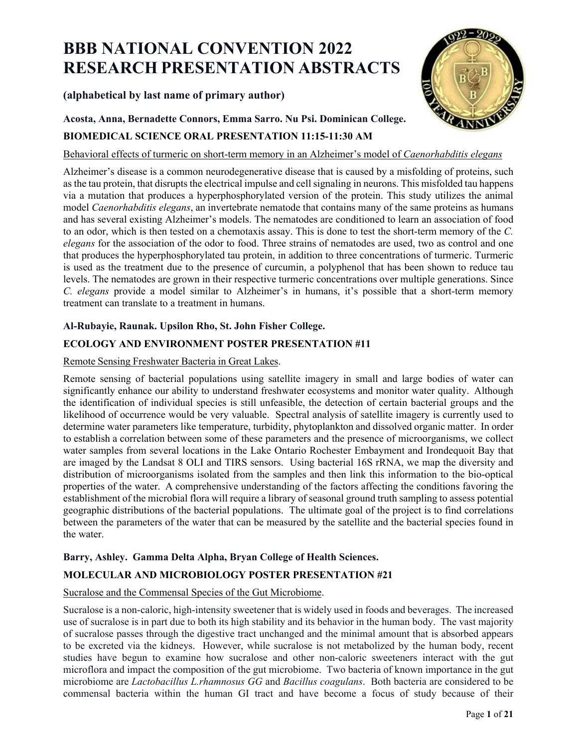# BBB NATIONAL CONVENTION 2022 RESEARCH PRESENTATION ABSTRACTS

**(alphabetical by last name of primary author)**

**Acosta, Anna, Bernadette Connors, Emma Sarro. Nu Psi. Dominican College.**

**BIOMEDICAL SCIENCE ORAL PRESENTATION 11:15-11:30 AM**

<u>Behavioral effects of turmeric on short-term memory in an Alzheimer's model of *Caenorhabditis elegans*</u>

Alzheimer's disease is a common neurodegenerative disease that is caused by a misfolding of proteins, such as the tau protein, that disrupts the electrical impulse and cell signaling in neurons. This misfolded tau happens via a mutation that produces a hyperphosphorylated version of the protein. This study utilizes the animal model *Caenorhabditis elegans*, an invertebrate nematode that contains many of the same proteins as humans and has several existing Alzheimer's models. The nematodes are conditioned to learn an association of food to an odor, which is then tested on a chemotaxis assay. This is done to test the short-term memory of the *C. elegans* for the association of the odor to food. Three strains of nematodes are used, two as control and one that produces the hyperphosphorylated tau protein, in addition to three concentrations of turmeric. Turmeric is used as the treatment due to the presence of curcumin, a polyphenol that has been shown to reduce tau levels. The nematodes are grown in their respective turmeric concentrations over multiple generations. Since *C. elegans* provide a model similar to Alzheimer's in humans, it's possible that a short-term memory treatment can translate to a treatment in humans.

**Al-Rubayie, Raunak. Upsilon Rho, St. John Fisher College.**

**ECOLOGY AND ENVIRONMENT POSTER PRESENTATION #11**

<u>Remote Sensing Freshwater Bacteria in Great Lakes</u>.

Remote sensing of bacterial populations using satellite imagery in small and large bodies of water can significantly enhance our ability to understand freshwater ecosystems and monitor water quality. Although the identification of individual species is still unfeasible, the detection of certain bacterial groups and the likelihood of occurrence would be very valuable. Spectral analysis of satellite imagery is currently used to determine water parameters like temperature, turbidity, phytoplankton and dissolved organic matter. In order to establish a correlation between some of these parameters and the presence of microorganisms, we collect water samples from several locations in the Lake Ontario Rochester Embayment and Irondequoit Bay that are imaged by the Landsat 8 OLI and TIRS sensors. Using bacterial 16S rRNA, we map the diversity and distribution of microorganisms isolated from the samples and then link this information to the bio-optical properties of the water. A comprehensive understanding of the factors affecting the conditions favoring the establishment of the microbial flora will require a library of seasonal ground truth sampling to assess potential geographic distributions of the bacterial populations. The ultimate goal of the project is to find correlations between the parameters of the water that can be measured by the satellite and the bacterial species found in the water.

**Barry, Ashley. Gamma Delta Alpha, Bryan College of Health Sciences.**

**MOLECULAR AND MICROBIOLOGY POSTER PRESENTATION #21**

<u>Sucralose and the Commensal Species of the Gut Microbiome</u>.

Sucralose is a non-caloric, high-intensity sweetener that is widely used in foods and beverages. The increased use of sucralose is in part due to both its high stability and its behavior in the human body. The vast majority of sucralose passes through the digestive tract unchanged and the minimal amount that is absorbed appears to be excreted via the kidneys. However, while sucralose is not metabolized by the human body, recent studies have begun to examine how sucralose and other non-caloric sweeteners interact with the gut microflora and impact the composition of the gut microbiome. Two bacteria of known importance in the gut microbiome are *Lactobacillus L.rhamnosus GG* and *Bacillus coagulans*. Both bacteria are considered to be commensal bacteria within the human GI tract and have become a focus of study because of their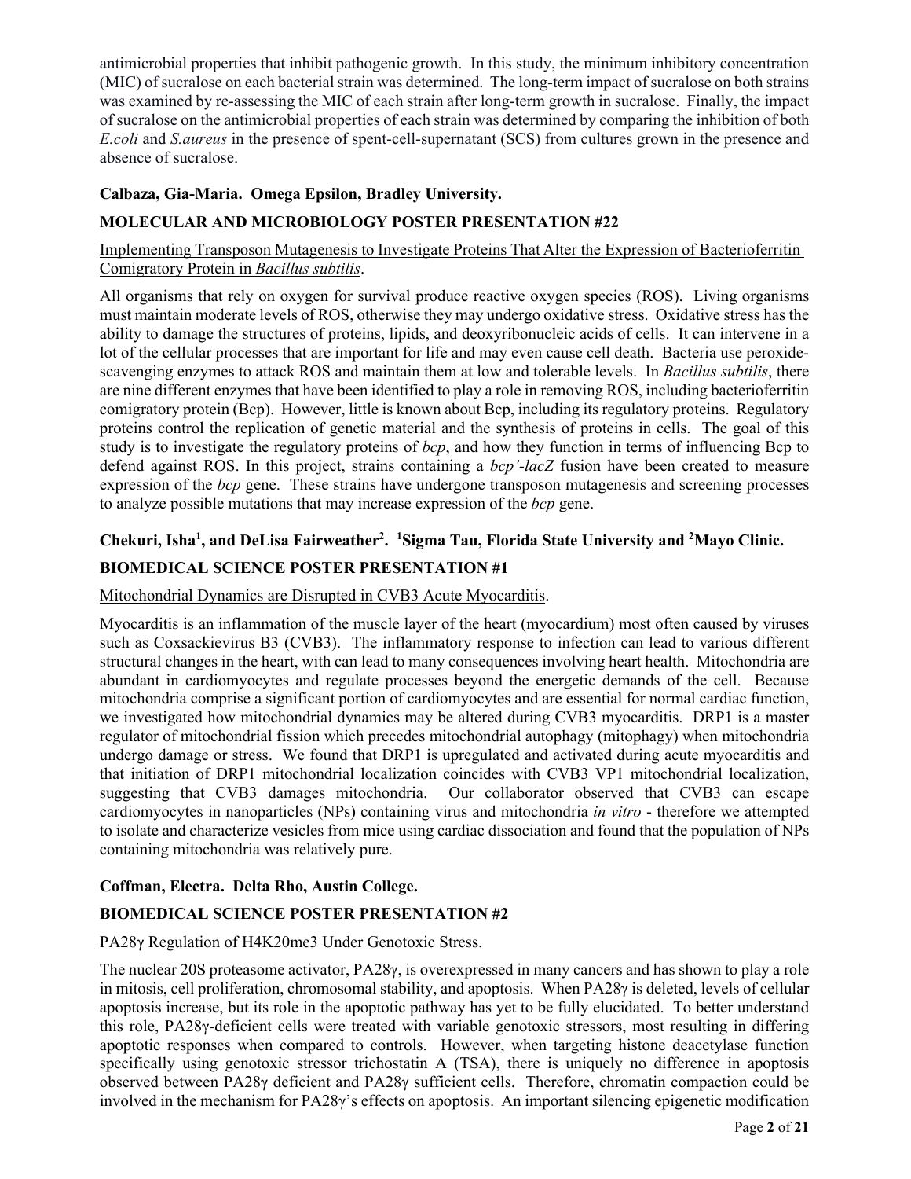antimicrobial properties that inhibit pathogenic growth. In this study, the minimum inhibitory concentration (MIC) of sucralose on each bacterial strain was determined. The long-term impact of sucralose on both strains was examined by re-assessing the MIC of each strain after long-term growth in sucralose. Finally, the impact of sucralose on the antimicrobial properties of each strain was determined by comparing the inhibition of both *E.coli* and *S.aureus* in the presence of spent-cell-supernatant (SCS) from cultures grown in the presence and absence of sucralose.

**Calbaza, Gia-Maria. Omega Epsilon, Bradley University.**

**MOLECULAR AND MICROBIOLOGY POSTER PRESENTATION #22**

Implementing Transposon Mutagenesis to Investigate Proteins That Alter the Expression of Bacterioferritin Comigratory Protein in *Bacillus subtilis*.

All organisms that rely on oxygen for survival produce reactive oxygen species (ROS). Living organisms must maintain moderate levels of ROS, otherwise they may undergo oxidative stress. Oxidative stress has the ability to damage the structures of proteins, lipids, and deoxyribonucleic acids of cells. It can intervene in a lot of the cellular processes that are important for life and may even cause cell death. Bacteria use peroxide-scavenging enzymes to attack ROS and maintain them at low and tolerable levels. In *Bacillus subtilis*, there are nine different enzymes that have been identified to play a role in removing ROS, including bacterioferritin comigratory protein (Bcp). However, little is known about Bcp, including its regulatory proteins. Regulatory proteins control the replication of genetic material and the synthesis of proteins in cells. The goal of this study is to investigate the regulatory proteins of *bcp*, and how they function in terms of influencing Bcp to defend against ROS. In this project, strains containing a *bcp'-lacZ* fusion have been created to measure expression of the *bcp* gene. These strains have undergone transposon mutagenesis and screening processes to analyze possible mutations that may increase expression of the *bcp* gene.

**Chekuri, Isha[1], and DeLisa Fairweather[2]. [1]Sigma Tau, Florida State University and [2]Mayo Clinic.**

**BIOMEDICAL SCIENCE POSTER PRESENTATION #1**

Mitochondrial Dynamics are Disrupted in CVB3 Acute Myocarditis.

Myocarditis is an inflammation of the muscle layer of the heart (myocardium) most often caused by viruses such as Coxsackievirus B3 (CVB3). The inflammatory response to infection can lead to various different structural changes in the heart, with can lead to many consequences involving heart health. Mitochondria are abundant in cardiomyocytes and regulate processes beyond the energetic demands of the cell. Because mitochondria comprise a significant portion of cardiomyocytes and are essential for normal cardiac function, we investigated how mitochondrial dynamics may be altered during CVB3 myocarditis. DRP1 is a master regulator of mitochondrial fission which precedes mitochondrial autophagy (mitophagy) when mitochondria undergo damage or stress. We found that DRP1 is upregulated and activated during acute myocarditis and that initiation of DRP1 mitochondrial localization coincides with CVB3 VP1 mitochondrial localization, suggesting that CVB3 damages mitochondria. Our collaborator observed that CVB3 can escape cardiomyocytes in nanoparticles (NPs) containing virus and mitochondria *in vitro* - therefore we attempted to isolate and characterize vesicles from mice using cardiac dissociation and found that the population of NPs containing mitochondria was relatively pure.

**Coffman, Electra. Delta Rho, Austin College.**

**BIOMEDICAL SCIENCE POSTER PRESENTATION #2**

PA28γ Regulation of H4K20me3 Under Genotoxic Stress.

The nuclear 20S proteasome activator, PA28γ, is overexpressed in many cancers and has shown to play a role in mitosis, cell proliferation, chromosomal stability, and apoptosis. When PA28γ is deleted, levels of cellular apoptosis increase, but its role in the apoptotic pathway has yet to be fully elucidated. To better understand this role, PA28γ-deficient cells were treated with variable genotoxic stressors, most resulting in differing apoptotic responses when compared to controls. However, when targeting histone deacetylase function specifically using genotoxic stressor trichostatin A (TSA), there is uniquely no difference in apoptosis observed between PA28γ deficient and PA28γ sufficient cells. Therefore, chromatin compaction could be involved in the mechanism for PA28γ's effects on apoptosis. An important silencing epigenetic modification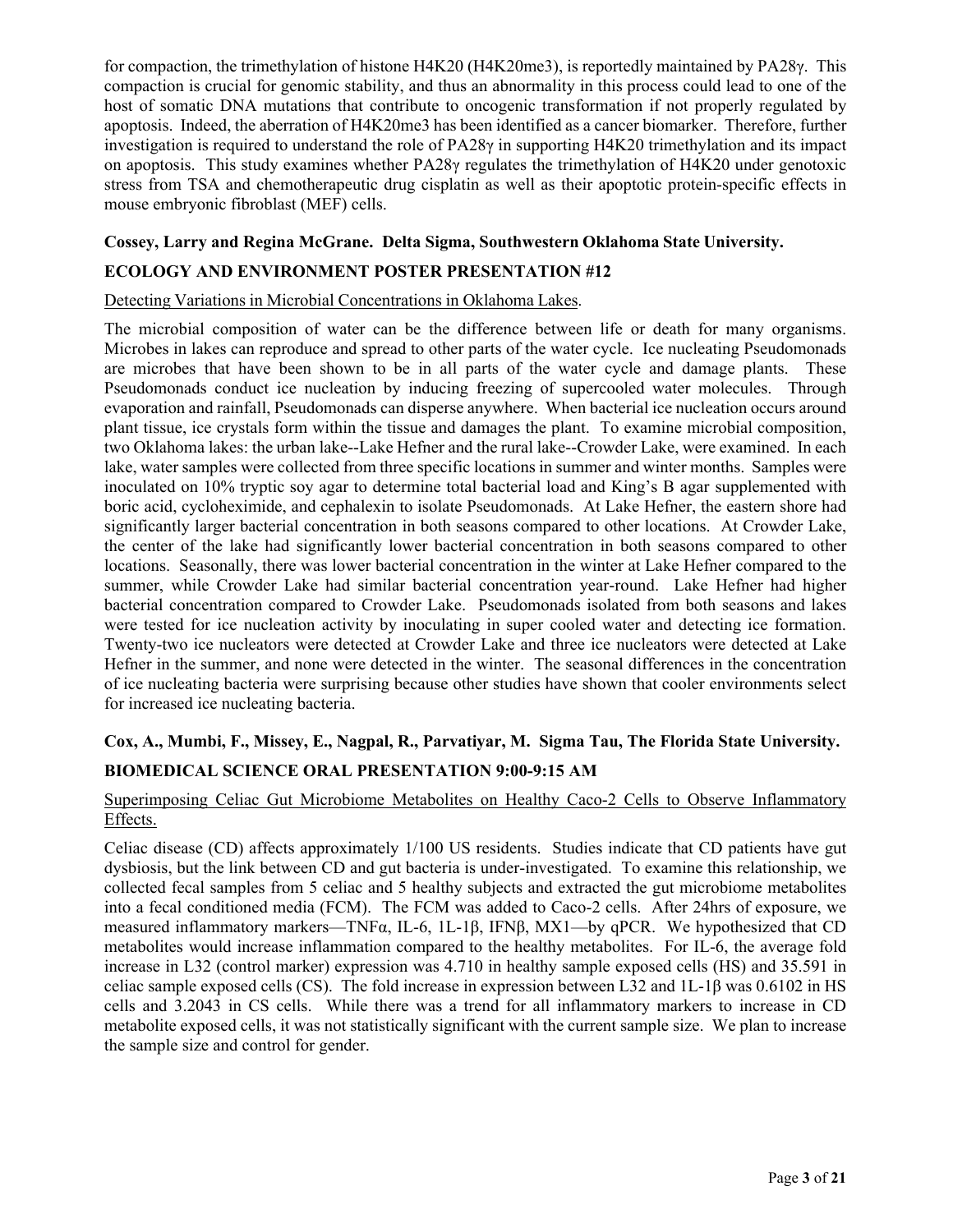for compaction, the trimethylation of histone H4K20 (H4K20me3), is reportedly maintained by PA28γ. This compaction is crucial for genomic stability, and thus an abnormality in this process could lead to one of the host of somatic DNA mutations that contribute to oncogenic transformation if not properly regulated by apoptosis. Indeed, the aberration of H4K20me3 has been identified as a cancer biomarker. Therefore, further investigation is required to understand the role of PA28γ in supporting H4K20 trimethylation and its impact on apoptosis. This study examines whether PA28γ regulates the trimethylation of H4K20 under genotoxic stress from TSA and chemotherapeutic drug cisplatin as well as their apoptotic protein-specific effects in mouse embryonic fibroblast (MEF) cells.

**Cossey, Larry and Regina McGrane. Delta Sigma, Southwestern Oklahoma State University.**

**ECOLOGY AND ENVIRONMENT POSTER PRESENTATION #12**

Detecting Variations in Microbial Concentrations in Oklahoma Lakes.

The microbial composition of water can be the difference between life or death for many organisms. Microbes in lakes can reproduce and spread to other parts of the water cycle. Ice nucleating Pseudomonads are microbes that have been shown to be in all parts of the water cycle and damage plants. These Pseudomonads conduct ice nucleation by inducing freezing of supercooled water molecules. Through evaporation and rainfall, Pseudomonads can disperse anywhere. When bacterial ice nucleation occurs around plant tissue, ice crystals form within the tissue and damages the plant. To examine microbial composition, two Oklahoma lakes: the urban lake--Lake Hefner and the rural lake--Crowder Lake, were examined. In each lake, water samples were collected from three specific locations in summer and winter months. Samples were inoculated on 10% tryptic soy agar to determine total bacterial load and King's B agar supplemented with boric acid, cycloheximide, and cephalexin to isolate Pseudomonads. At Lake Hefner, the eastern shore had significantly larger bacterial concentration in both seasons compared to other locations. At Crowder Lake, the center of the lake had significantly lower bacterial concentration in both seasons compared to other locations. Seasonally, there was lower bacterial concentration in the winter at Lake Hefner compared to the summer, while Crowder Lake had similar bacterial concentration year-round. Lake Hefner had higher bacterial concentration compared to Crowder Lake. Pseudomonads isolated from both seasons and lakes were tested for ice nucleation activity by inoculating in super cooled water and detecting ice formation. Twenty-two ice nucleators were detected at Crowder Lake and three ice nucleators were detected at Lake Hefner in the summer, and none were detected in the winter. The seasonal differences in the concentration of ice nucleating bacteria were surprising because other studies have shown that cooler environments select for increased ice nucleating bacteria.

**Cox, A., Mumbi, F., Missey, E., Nagpal, R., Parvatiyar, M. Sigma Tau, The Florida State University.**

**BIOMEDICAL SCIENCE ORAL PRESENTATION 9:00-9:15 AM**

Superimposing Celiac Gut Microbiome Metabolites on Healthy Caco-2 Cells to Observe Inflammatory Effects.

Celiac disease (CD) affects approximately 1/100 US residents. Studies indicate that CD patients have gut dysbiosis, but the link between CD and gut bacteria is under-investigated. To examine this relationship, we collected fecal samples from 5 celiac and 5 healthy subjects and extracted the gut microbiome metabolites into a fecal conditioned media (FCM). The FCM was added to Caco-2 cells. After 24hrs of exposure, we measured inflammatory markers—TNFα, IL-6, 1L-1β, IFNβ, MX1—by qPCR. We hypothesized that CD metabolites would increase inflammation compared to the healthy metabolites. For IL-6, the average fold increase in L32 (control marker) expression was 4.710 in healthy sample exposed cells (HS) and 35.591 in celiac sample exposed cells (CS). The fold increase in expression between L32 and 1L-1β was 0.6102 in HS cells and 3.2043 in CS cells. While there was a trend for all inflammatory markers to increase in CD metabolite exposed cells, it was not statistically significant with the current sample size. We plan to increase the sample size and control for gender.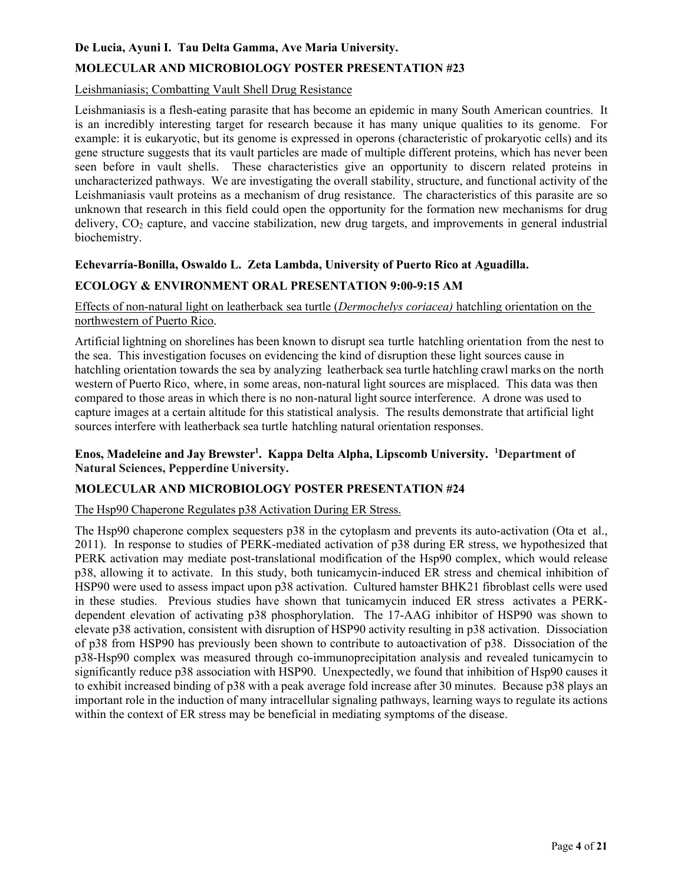**De Lucia, Ayuni I. Tau Delta Gamma, Ave Maria University.**

**MOLECULAR AND MICROBIOLOGY POSTER PRESENTATION #23**

Leishmaniasis; Combatting Vault Shell Drug Resistance

Leishmaniasis is a flesh-eating parasite that has become an epidemic in many South American countries. It is an incredibly interesting target for research because it has many unique qualities to its genome. For example: it is eukaryotic, but its genome is expressed in operons (characteristic of prokaryotic cells) and its gene structure suggests that its vault particles are made of multiple different proteins, which has never been seen before in vault shells. These characteristics give an opportunity to discern related proteins in uncharacterized pathways. We are investigating the overall stability, structure, and functional activity of the Leishmaniasis vault proteins as a mechanism of drug resistance. The characteristics of this parasite are so unknown that research in this field could open the opportunity for the formation new mechanisms for drug delivery, $CO_2$ capture, and vaccine stabilization, new drug targets, and improvements in general industrial biochemistry.

**Echevarría-Bonilla, Oswaldo L. Zeta Lambda, University of Puerto Rico at Aguadilla.**

**ECOLOGY & ENVIRONMENT ORAL PRESENTATION 9:00-9:15 AM**

Effects of non-natural light on leatherback sea turtle (*Dermochelys coriacea)* hatchling orientation on the northwestern of Puerto Rico.

Artificial lightning on shorelines has been known to disrupt sea turtle hatchling orientation from the nest to the sea. This investigation focuses on evidencing the kind of disruption these light sources cause in hatchling orientation towards the sea by analyzing leatherback sea turtle hatchling crawl marks on the north western of Puerto Rico, where, in some areas, non-natural light sources are misplaced. This data was then compared to those areas in which there is no non-natural light source interference. A drone was used to capture images at a certain altitude for this statistical analysis. The results demonstrate that artificial light sources interfere with leatherback sea turtle hatchling natural orientation responses.

**Enos, Madeleine and Jay Brewster[1]. Kappa Delta Alpha, Lipscomb University. [1]Department of Natural Sciences, Pepperdine University.**

**MOLECULAR AND MICROBIOLOGY POSTER PRESENTATION #24**

The Hsp90 Chaperone Regulates p38 Activation During ER Stress.

The Hsp90 chaperone complex sequesters p38 in the cytoplasm and prevents its auto-activation (Ota et al., 2011). In response to studies of PERK-mediated activation of p38 during ER stress, we hypothesized that PERK activation may mediate post-translational modification of the Hsp90 complex, which would release p38, allowing it to activate. In this study, both tunicamycin-induced ER stress and chemical inhibition of HSP90 were used to assess impact upon p38 activation. Cultured hamster BHK21 fibroblast cells were used in these studies. Previous studies have shown that tunicamycin induced ER stress activates a PERK-dependent elevation of activating p38 phosphorylation. The 17-AAG inhibitor of HSP90 was shown to elevate p38 activation, consistent with disruption of HSP90 activity resulting in p38 activation. Dissociation of p38 from HSP90 has previously been shown to contribute to autoactivation of p38. Dissociation of the p38-Hsp90 complex was measured through co-immunoprecipitation analysis and revealed tunicamycin to significantly reduce p38 association with HSP90. Unexpectedly, we found that inhibition of Hsp90 causes it to exhibit increased binding of p38 with a peak average fold increase after 30 minutes. Because p38 plays an important role in the induction of many intracellular signaling pathways, learning ways to regulate its actions within the context of ER stress may be beneficial in mediating symptoms of the disease.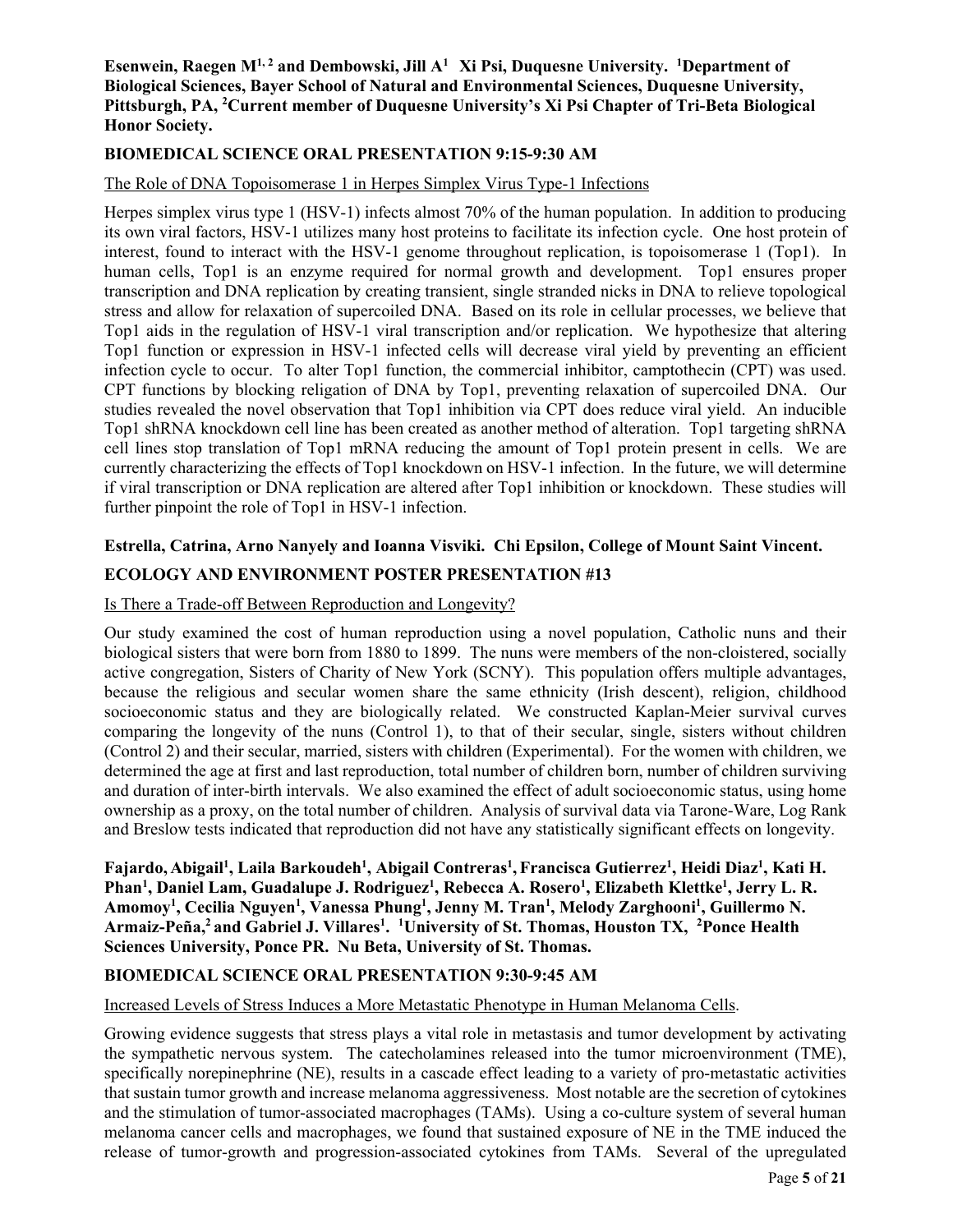**Esenwein, Raegen M[1, 2] and Dembowski, Jill A[1] Xi Psi, Duquesne University. [1]Department of Biological Sciences, Bayer School of Natural and Environmental Sciences, Duquesne University, Pittsburgh, PA, [2]Current member of Duquesne University's Xi Psi Chapter of Tri-Beta Biological Honor Society.**

**BIOMEDICAL SCIENCE ORAL PRESENTATION 9:15-9:30 AM**

The Role of DNA Topoisomerase 1 in Herpes Simplex Virus Type-1 Infections

Herpes simplex virus type 1 (HSV-1) infects almost 70% of the human population. In addition to producing its own viral factors, HSV-1 utilizes many host proteins to facilitate its infection cycle. One host protein of interest, found to interact with the HSV-1 genome throughout replication, is topoisomerase 1 (Top1). In human cells, Top1 is an enzyme required for normal growth and development. Top1 ensures proper transcription and DNA replication by creating transient, single stranded nicks in DNA to relieve topological stress and allow for relaxation of supercoiled DNA. Based on its role in cellular processes, we believe that Top1 aids in the regulation of HSV-1 viral transcription and/or replication. We hypothesize that altering Top1 function or expression in HSV-1 infected cells will decrease viral yield by preventing an efficient infection cycle to occur. To alter Top1 function, the commercial inhibitor, camptothecin (CPT) was used. CPT functions by blocking religation of DNA by Top1, preventing relaxation of supercoiled DNA. Our studies revealed the novel observation that Top1 inhibition via CPT does reduce viral yield. An inducible Top1 shRNA knockdown cell line has been created as another method of alteration. Top1 targeting shRNA cell lines stop translation of Top1 mRNA reducing the amount of Top1 protein present in cells. We are currently characterizing the effects of Top1 knockdown on HSV-1 infection. In the future, we will determine if viral transcription or DNA replication are altered after Top1 inhibition or knockdown. These studies will further pinpoint the role of Top1 in HSV-1 infection.

**Estrella, Catrina, Arno Nanyely and Ioanna Visviki. Chi Epsilon, College of Mount Saint Vincent.**

**ECOLOGY AND ENVIRONMENT POSTER PRESENTATION #13**

Is There a Trade-off Between Reproduction and Longevity?

Our study examined the cost of human reproduction using a novel population, Catholic nuns and their biological sisters that were born from 1880 to 1899. The nuns were members of the non-cloistered, socially active congregation, Sisters of Charity of New York (SCNY). This population offers multiple advantages, because the religious and secular women share the same ethnicity (Irish descent), religion, childhood socioeconomic status and they are biologically related. We constructed Kaplan-Meier survival curves comparing the longevity of the nuns (Control 1), to that of their secular, single, sisters without children (Control 2) and their secular, married, sisters with children (Experimental). For the women with children, we determined the age at first and last reproduction, total number of children born, number of children surviving and duration of inter-birth intervals. We also examined the effect of adult socioeconomic status, using home ownership as a proxy, on the total number of children. Analysis of survival data via Tarone-Ware, Log Rank and Breslow tests indicated that reproduction did not have any statistically significant effects on longevity.

**Fajardo, Abigail[1], Laila Barkoudeh[1], Abigail Contreras[1], Francisca Gutierrez[1], Heidi Diaz[1], Kati H. Phan[1], Daniel Lam, Guadalupe J. Rodriguez[1], Rebecca A. Rosero[1], Elizabeth Klettke[1], Jerry L. R. Amomoy[1], Cecilia Nguyen[1], Vanessa Phung[1], Jenny M. Tran[1], Melody Zarghooni[1], Guillermo N. Armaiz-Peña,[2] and Gabriel J. Villares[1]. [1]University of St. Thomas, Houston TX, [2]Ponce Health Sciences University, Ponce PR. Nu Beta, University of St. Thomas.**

**BIOMEDICAL SCIENCE ORAL PRESENTATION 9:30-9:45 AM**

Increased Levels of Stress Induces a More Metastatic Phenotype in Human Melanoma Cells.

Growing evidence suggests that stress plays a vital role in metastasis and tumor development by activating the sympathetic nervous system. The catecholamines released into the tumor microenvironment (TME), specifically norepinephrine (NE), results in a cascade effect leading to a variety of pro-metastatic activities that sustain tumor growth and increase melanoma aggressiveness. Most notable are the secretion of cytokines and the stimulation of tumor-associated macrophages (TAMs). Using a co-culture system of several human melanoma cancer cells and macrophages, we found that sustained exposure of NE in the TME induced the release of tumor-growth and progression-associated cytokines from TAMs. Several of the upregulated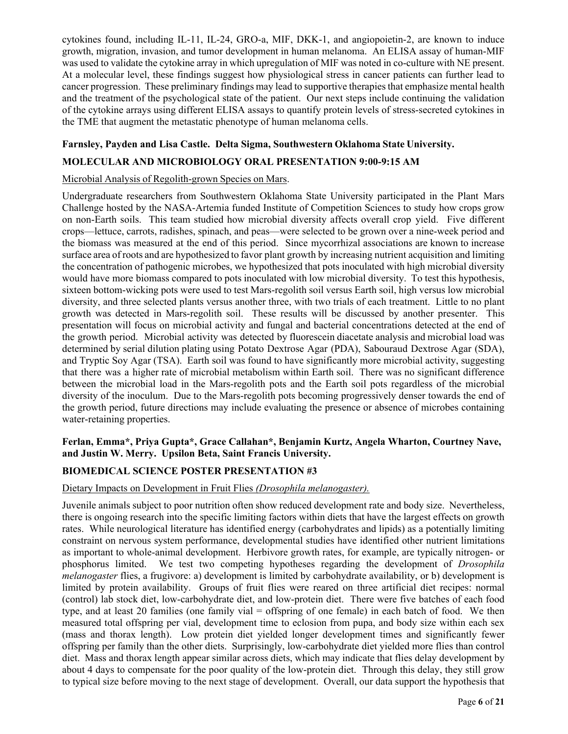cytokines found, including IL-11, IL-24, GRO-a, MIF, DKK-1, and angiopoietin-2, are known to induce growth, migration, invasion, and tumor development in human melanoma. An ELISA assay of human-MIF was used to validate the cytokine array in which upregulation of MIF was noted in co-culture with NE present. At a molecular level, these findings suggest how physiological stress in cancer patients can further lead to cancer progression. These preliminary findings may lead to supportive therapies that emphasize mental health and the treatment of the psychological state of the patient. Our next steps include continuing the validation of the cytokine arrays using different ELISA assays to quantify protein levels of stress-secreted cytokines in the TME that augment the metastatic phenotype of human melanoma cells.

**Farnsley, Payden and Lisa Castle. Delta Sigma, Southwestern Oklahoma State University.**

**MOLECULAR AND MICROBIOLOGY ORAL PRESENTATION 9:00-9:15 AM**

Microbial Analysis of Regolith-grown Species on Mars.

Undergraduate researchers from Southwestern Oklahoma State University participated in the Plant Mars Challenge hosted by the NASA-Artemia funded Institute of Competition Sciences to study how crops grow on non-Earth soils. This team studied how microbial diversity affects overall crop yield. Five different crops—lettuce, carrots, radishes, spinach, and peas—were selected to be grown over a nine-week period and the biomass was measured at the end of this period. Since mycorrhizal associations are known to increase surface area of roots and are hypothesized to favor plant growth by increasing nutrient acquisition and limiting the concentration of pathogenic microbes, we hypothesized that pots inoculated with high microbial diversity would have more biomass compared to pots inoculated with low microbial diversity. To test this hypothesis, sixteen bottom-wicking pots were used to test Mars-regolith soil versus Earth soil, high versus low microbial diversity, and three selected plants versus another three, with two trials of each treatment. Little to no plant growth was detected in Mars-regolith soil. These results will be discussed by another presenter. This presentation will focus on microbial activity and fungal and bacterial concentrations detected at the end of the growth period. Microbial activity was detected by fluorescein diacetate analysis and microbial load was determined by serial dilution plating using Potato Dextrose Agar (PDA), Sabouraud Dextrose Agar (SDA), and Tryptic Soy Agar (TSA). Earth soil was found to have significantly more microbial activity, suggesting that there was a higher rate of microbial metabolism within Earth soil. There was no significant difference between the microbial load in the Mars-regolith pots and the Earth soil pots regardless of the microbial diversity of the inoculum. Due to the Mars-regolith pots becoming progressively denser towards the end of the growth period, future directions may include evaluating the presence or absence of microbes containing water-retaining properties.

**Ferlan, Emma*, Priya Gupta*, Grace Callahan*, Benjamin Kurtz, Angela Wharton, Courtney Nave, and Justin W. Merry. Upsilon Beta, Saint Francis University.**

**BIOMEDICAL SCIENCE POSTER PRESENTATION #3**

Dietary Impacts on Development in Fruit Flies *(Drosophila melanogaster).*

Juvenile animals subject to poor nutrition often show reduced development rate and body size. Nevertheless, there is ongoing research into the specific limiting factors within diets that have the largest effects on growth rates. While neurological literature has identified energy (carbohydrates and lipids) as a potentially limiting constraint on nervous system performance, developmental studies have identified other nutrient limitations as important to whole-animal development. Herbivore growth rates, for example, are typically nitrogen- or phosphorus limited. We test two competing hypotheses regarding the development of *Drosophila melanogaster* flies, a frugivore: a) development is limited by carbohydrate availability, or b) development is limited by protein availability. Groups of fruit flies were reared on three artificial diet recipes: normal (control) lab stock diet, low-carbohydrate diet, and low-protein diet. There were five batches of each food type, and at least 20 families (one family vial = offspring of one female) in each batch of food. We then measured total offspring per vial, development time to eclosion from pupa, and body size within each sex (mass and thorax length). Low protein diet yielded longer development times and significantly fewer offspring per family than the other diets. Surprisingly, low-carbohydrate diet yielded more flies than control diet. Mass and thorax length appear similar across diets, which may indicate that flies delay development by about 4 days to compensate for the poor quality of the low-protein diet. Through this delay, they still grow to typical size before moving to the next stage of development. Overall, our data support the hypothesis that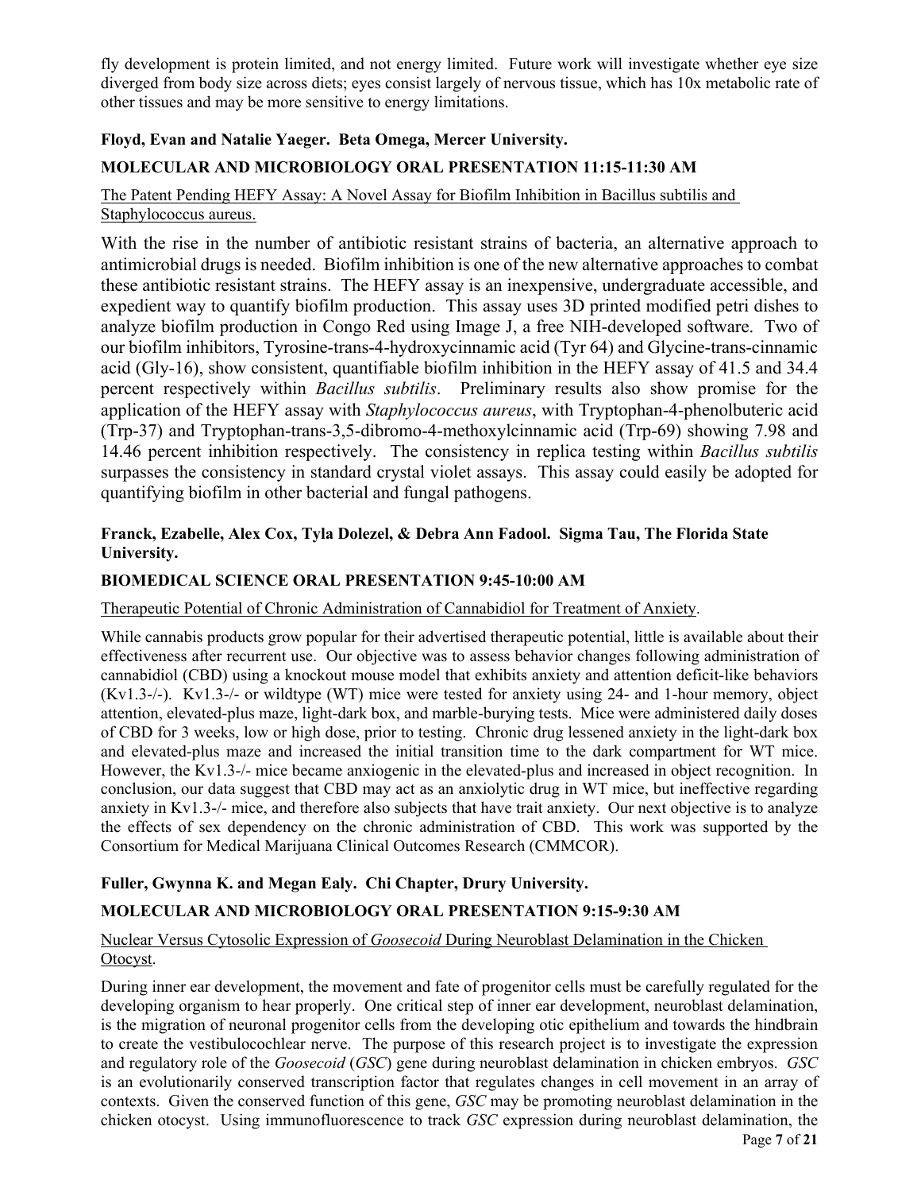fly development is protein limited, and not energy limited. Future work will investigate whether eye size diverged from body size across diets; eyes consist largely of nervous tissue, which has 10x metabolic rate of other tissues and may be more sensitive to energy limitations.

**Floyd, Evan and Natalie Yaeger. Beta Omega, Mercer University.**

**MOLECULAR AND MICROBIOLOGY ORAL PRESENTATION 11:15-11:30 AM**

The Patent Pending HEFY Assay: A Novel Assay for Biofilm Inhibition in Bacillus subtilis and Staphylococcus aureus.

With the rise in the number of antibiotic resistant strains of bacteria, an alternative approach to antimicrobial drugs is needed. Biofilm inhibition is one of the new alternative approaches to combat these antibiotic resistant strains. The HEFY assay is an inexpensive, undergraduate accessible, and expedient way to quantify biofilm production. This assay uses 3D printed modified petri dishes to analyze biofilm production in Congo Red using Image J, a free NIH-developed software. Two of our biofilm inhibitors, Tyrosine-trans-4-hydroxycinnamic acid (Tyr 64) and Glycine-trans-cinnamic acid (Gly-16), show consistent, quantifiable biofilm inhibition in the HEFY assay of 41.5 and 34.4 percent respectively within *Bacillus subtilis*. Preliminary results also show promise for the application of the HEFY assay with *Staphylococcus aureus*, with Tryptophan-4-phenolbuteric acid (Trp-37) and Tryptophan-trans-3,5-dibromo-4-methoxylcinnamic acid (Trp-69) showing 7.98 and 14.46 percent inhibition respectively. The consistency in replica testing within *Bacillus subtilis* surpasses the consistency in standard crystal violet assays. This assay could easily be adopted for quantifying biofilm in other bacterial and fungal pathogens.

**Franck, Ezabelle, Alex Cox, Tyla Dolezel, & Debra Ann Fadool. Sigma Tau, The Florida State University.**

**BIOMEDICAL SCIENCE ORAL PRESENTATION 9:45-10:00 AM**

Therapeutic Potential of Chronic Administration of Cannabidiol for Treatment of Anxiety.

While cannabis products grow popular for their advertised therapeutic potential, little is available about their effectiveness after recurrent use. Our objective was to assess behavior changes following administration of cannabidiol (CBD) using a knockout mouse model that exhibits anxiety and attention deficit-like behaviors (Kv1.3-/-). Kv1.3-/- or wildtype (WT) mice were tested for anxiety using 24- and 1-hour memory, object attention, elevated-plus maze, light-dark box, and marble-burying tests. Mice were administered daily doses of CBD for 3 weeks, low or high dose, prior to testing. Chronic drug lessened anxiety in the light-dark box and elevated-plus maze and increased the initial transition time to the dark compartment for WT mice. However, the Kv1.3-/- mice became anxiogenic in the elevated-plus and increased in object recognition. In conclusion, our data suggest that CBD may act as an anxiolytic drug in WT mice, but ineffective regarding anxiety in Kv1.3-/- mice, and therefore also subjects that have trait anxiety. Our next objective is to analyze the effects of sex dependency on the chronic administration of CBD. This work was supported by the Consortium for Medical Marijuana Clinical Outcomes Research (CMMCOR).

**Fuller, Gwynna K. and Megan Ealy. Chi Chapter, Drury University.**

**MOLECULAR AND MICROBIOLOGY ORAL PRESENTATION 9:15-9:30 AM**

Nuclear Versus Cytosolic Expression of *Goosecoid* During Neuroblast Delamination in the Chicken Otocyst.

During inner ear development, the movement and fate of progenitor cells must be carefully regulated for the developing organism to hear properly. One critical step of inner ear development, neuroblast delamination, is the migration of neuronal progenitor cells from the developing otic epithelium and towards the hindbrain to create the vestibulocochlear nerve. The purpose of this research project is to investigate the expression and regulatory role of the *Goosecoid* (*GSC*) gene during neuroblast delamination in chicken embryos. *GSC* is an evolutionarily conserved transcription factor that regulates changes in cell movement in an array of contexts. Given the conserved function of this gene, *GSC* may be promoting neuroblast delamination in the chicken otocyst. Using immunofluorescence to track *GSC* expression during neuroblast delamination, the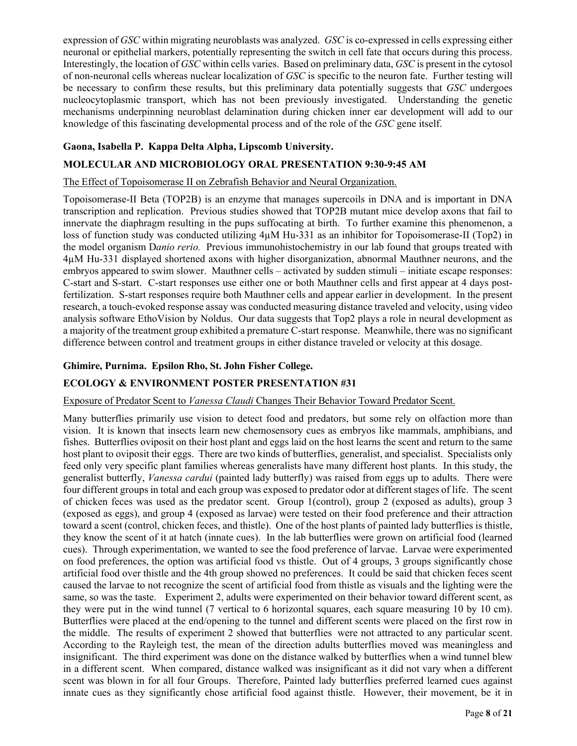expression of *GSC* within migrating neuroblasts was analyzed. *GSC* is co-expressed in cells expressing either neuronal or epithelial markers, potentially representing the switch in cell fate that occurs during this process. Interestingly, the location of *GSC* within cells varies. Based on preliminary data, *GSC* is present in the cytosol of non-neuronal cells whereas nuclear localization of *GSC* is specific to the neuron fate. Further testing will be necessary to confirm these results, but this preliminary data potentially suggests that *GSC* undergoes nucleocytoplasmic transport, which has not been previously investigated. Understanding the genetic mechanisms underpinning neuroblast delamination during chicken inner ear development will add to our knowledge of this fascinating developmental process and of the role of the *GSC* gene itself.

**Gaona, Isabella P. Kappa Delta Alpha, Lipscomb University.**

**MOLECULAR AND MICROBIOLOGY ORAL PRESENTATION 9:30-9:45 AM**

The Effect of Topoisomerase II on Zebrafish Behavior and Neural Organization.

Topoisomerase-II Beta (TOP2B) is an enzyme that manages supercoils in DNA and is important in DNA transcription and replication. Previous studies showed that TOP2B mutant mice develop axons that fail to innervate the diaphragm resulting in the pups suffocating at birth. To further examine this phenomenon, a loss of function study was conducted utilizing 4μM Hu-331 as an inhibitor for Topoisomerase-II (Top2) in the model organism D*anio rerio.* Previous immunohistochemistry in our lab found that groups treated with 4μM Hu-331 displayed shortened axons with higher disorganization, abnormal Mauthner neurons, and the embryos appeared to swim slower. Mauthner cells – activated by sudden stimuli – initiate escape responses: C-start and S-start. C-start responses use either one or both Mauthner cells and first appear at 4 days post-fertilization. S-start responses require both Mauthner cells and appear earlier in development. In the present research, a touch-evoked response assay was conducted measuring distance traveled and velocity, using video analysis software EthoVision by Noldus. Our data suggests that Top2 plays a role in neural development as a majority of the treatment group exhibited a premature C-start response. Meanwhile, there was no significant difference between control and treatment groups in either distance traveled or velocity at this dosage.

**Ghimire, Purnima. Epsilon Rho, St. John Fisher College.**

**ECOLOGY & ENVIRONMENT POSTER PRESENTATION #31**

Exposure of Predator Scent to *Vanessa Claudi* Changes Their Behavior Toward Predator Scent.

Many butterflies primarily use vision to detect food and predators, but some rely on olfaction more than vision. It is known that insects learn new chemosensory cues as embryos like mammals, amphibians, and fishes. Butterflies oviposit on their host plant and eggs laid on the host learns the scent and return to the same host plant to oviposit their eggs. There are two kinds of butterflies, generalist, and specialist. Specialists only feed only very specific plant families whereas generalists have many different host plants. In this study, the generalist butterfly, *Vanessa cardui* (painted lady butterfly) was raised from eggs up to adults. There were four different groups in total and each group was exposed to predator odor at different stages of life. The scent of chicken feces was used as the predator scent. Group 1(control), group 2 (exposed as adults), group 3 (exposed as eggs), and group 4 (exposed as larvae) were tested on their food preference and their attraction toward a scent (control, chicken feces, and thistle). One of the host plants of painted lady butterflies is thistle, they know the scent of it at hatch (innate cues). In the lab butterflies were grown on artificial food (learned cues). Through experimentation, we wanted to see the food preference of larvae. Larvae were experimented on food preferences, the option was artificial food vs thistle. Out of 4 groups, 3 groups significantly chose artificial food over thistle and the 4th group showed no preferences. It could be said that chicken feces scent caused the larvae to not recognize the scent of artificial food from thistle as visuals and the lighting were the same, so was the taste. Experiment 2, adults were experimented on their behavior toward different scent, as they were put in the wind tunnel (7 vertical to 6 horizontal squares, each square measuring 10 by 10 cm). Butterflies were placed at the end/opening to the tunnel and different scents were placed on the first row in the middle. The results of experiment 2 showed that butterflies were not attracted to any particular scent. According to the Rayleigh test, the mean of the direction adults butterflies moved was meaningless and insignificant. The third experiment was done on the distance walked by butterflies when a wind tunnel blew in a different scent. When compared, distance walked was insignificant as it did not vary when a different scent was blown in for all four Groups. Therefore, Painted lady butterflies preferred learned cues against innate cues as they significantly chose artificial food against thistle. However, their movement, be it in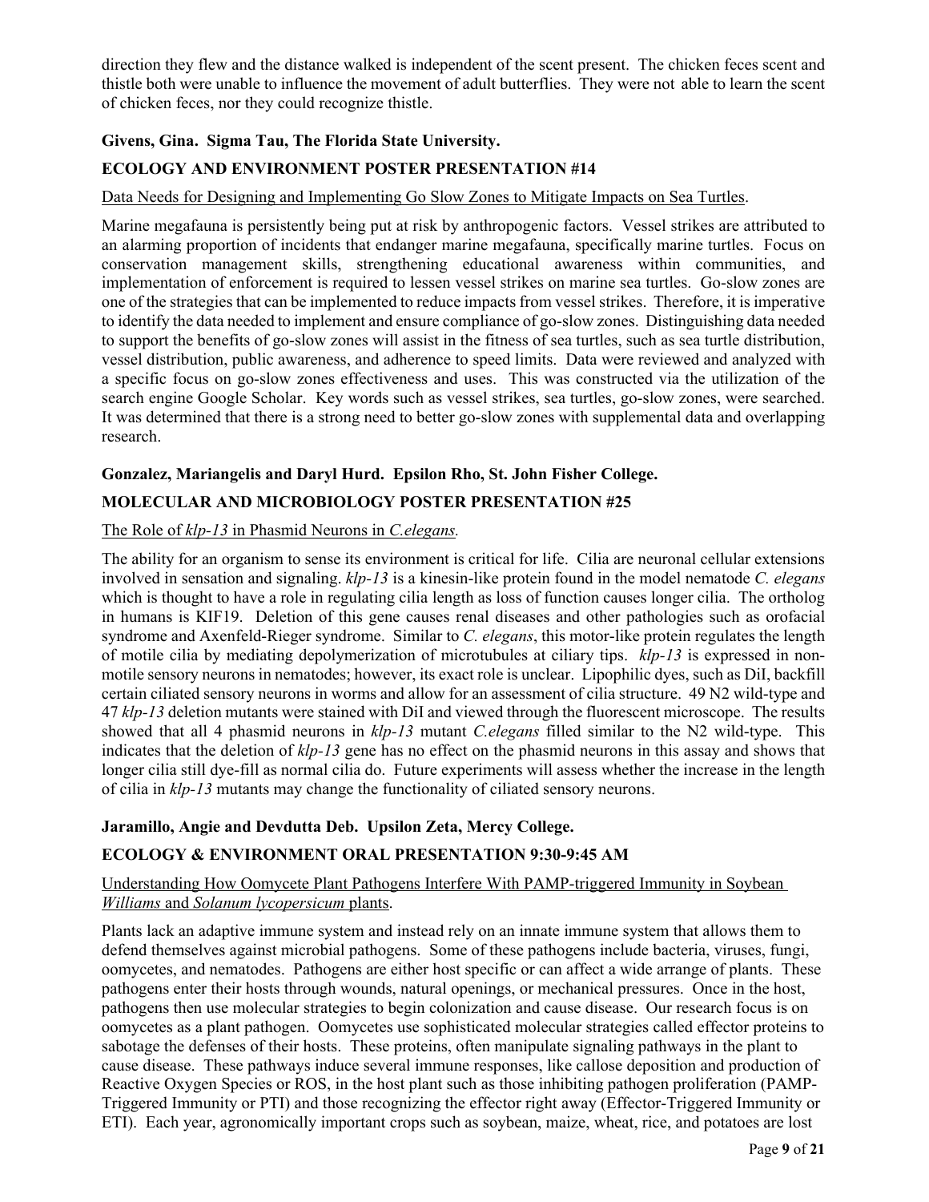direction they flew and the distance walked is independent of the scent present. The chicken feces scent and thistle both were unable to influence the movement of adult butterflies. They were not able to learn the scent of chicken feces, nor they could recognize thistle.

**Givens, Gina. Sigma Tau, The Florida State University.**

**ECOLOGY AND ENVIRONMENT POSTER PRESENTATION #14**

Data Needs for Designing and Implementing Go Slow Zones to Mitigate Impacts on Sea Turtles.

Marine megafauna is persistently being put at risk by anthropogenic factors. Vessel strikes are attributed to an alarming proportion of incidents that endanger marine megafauna, specifically marine turtles. Focus on conservation management skills, strengthening educational awareness within communities, and implementation of enforcement is required to lessen vessel strikes on marine sea turtles. Go-slow zones are one of the strategies that can be implemented to reduce impacts from vessel strikes. Therefore, it is imperative to identify the data needed to implement and ensure compliance of go-slow zones. Distinguishing data needed to support the benefits of go-slow zones will assist in the fitness of sea turtles, such as sea turtle distribution, vessel distribution, public awareness, and adherence to speed limits. Data were reviewed and analyzed with a specific focus on go-slow zones effectiveness and uses. This was constructed via the utilization of the search engine Google Scholar. Key words such as vessel strikes, sea turtles, go-slow zones, were searched. It was determined that there is a strong need to better go-slow zones with supplemental data and overlapping research.

**Gonzalez, Mariangelis and Daryl Hurd. Epsilon Rho, St. John Fisher College.**

**MOLECULAR AND MICROBIOLOGY POSTER PRESENTATION #25**

The Role of *klp-13* in Phasmid Neurons in *C.elegans.*

The ability for an organism to sense its environment is critical for life. Cilia are neuronal cellular extensions involved in sensation and signaling. *klp-13* is a kinesin-like protein found in the model nematode *C. elegans* which is thought to have a role in regulating cilia length as loss of function causes longer cilia. The ortholog in humans is KIF19. Deletion of this gene causes renal diseases and other pathologies such as orofacial syndrome and Axenfeld-Rieger syndrome. Similar to *C. elegans*, this motor-like protein regulates the length of motile cilia by mediating depolymerization of microtubules at ciliary tips. *klp-13* is expressed in non-motile sensory neurons in nematodes; however, its exact role is unclear. Lipophilic dyes, such as DiI, backfill certain ciliated sensory neurons in worms and allow for an assessment of cilia structure. 49 N2 wild-type and 47 *klp-13* deletion mutants were stained with DiI and viewed through the fluorescent microscope. The results showed that all 4 phasmid neurons in *klp-13* mutant *C.elegans* filled similar to the N2 wild-type. This indicates that the deletion of *klp-13* gene has no effect on the phasmid neurons in this assay and shows that longer cilia still dye-fill as normal cilia do. Future experiments will assess whether the increase in the length of cilia in *klp-13* mutants may change the functionality of ciliated sensory neurons.

**Jaramillo, Angie and Devdutta Deb. Upsilon Zeta, Mercy College.**

**ECOLOGY & ENVIRONMENT ORAL PRESENTATION 9:30-9:45 AM**

Understanding How Oomycete Plant Pathogens Interfere With PAMP-triggered Immunity in Soybean *Williams* and *Solanum lycopersicum* plants.

Plants lack an adaptive immune system and instead rely on an innate immune system that allows them to defend themselves against microbial pathogens. Some of these pathogens include bacteria, viruses, fungi, oomycetes, and nematodes. Pathogens are either host specific or can affect a wide arrange of plants. These pathogens enter their hosts through wounds, natural openings, or mechanical pressures. Once in the host, pathogens then use molecular strategies to begin colonization and cause disease. Our research focus is on oomycetes as a plant pathogen. Oomycetes use sophisticated molecular strategies called effector proteins to sabotage the defenses of their hosts. These proteins, often manipulate signaling pathways in the plant to cause disease. These pathways induce several immune responses, like callose deposition and production of Reactive Oxygen Species or ROS, in the host plant such as those inhibiting pathogen proliferation (PAMP-Triggered Immunity or PTI) and those recognizing the effector right away (Effector-Triggered Immunity or ETI). Each year, agronomically important crops such as soybean, maize, wheat, rice, and potatoes are lost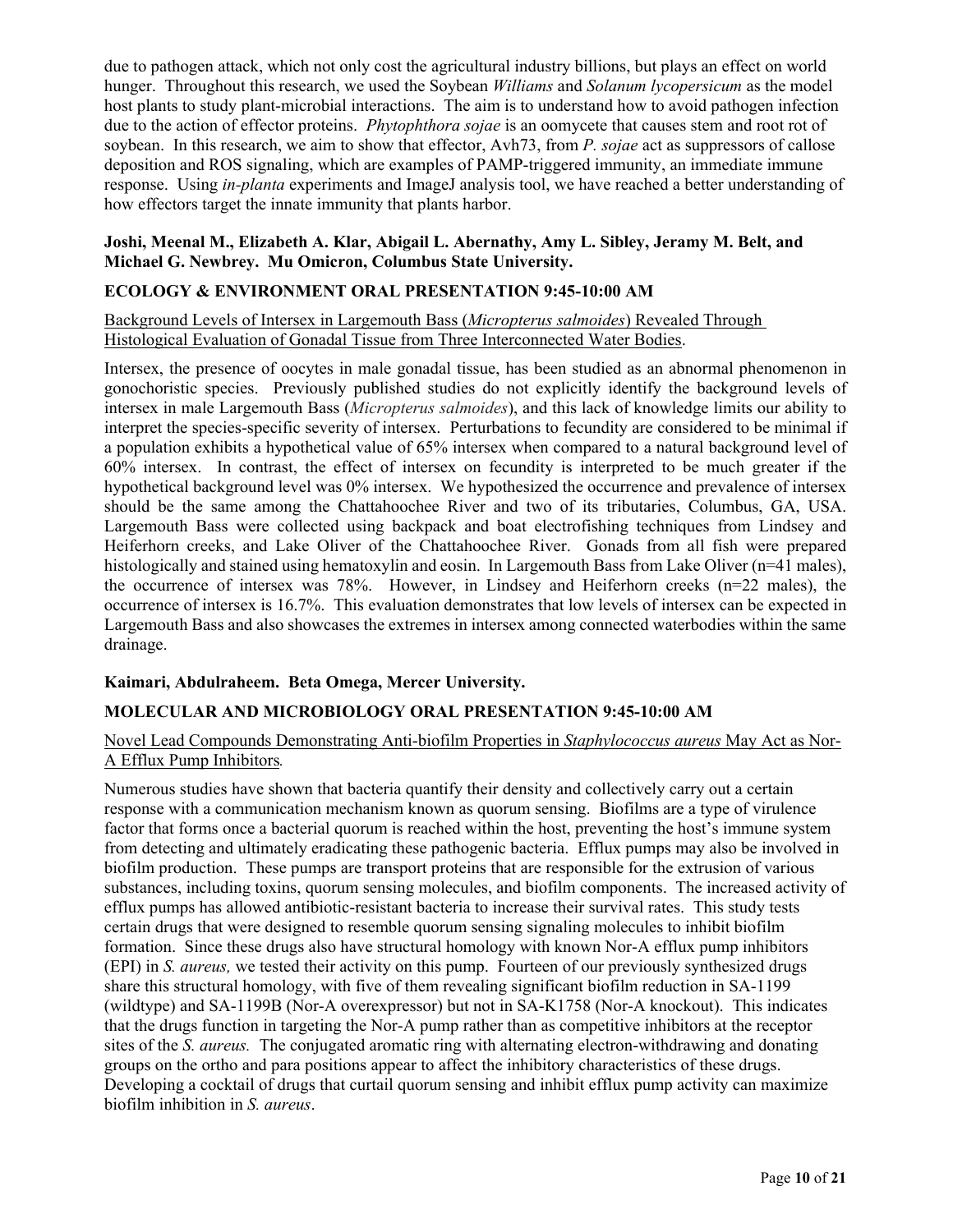due to pathogen attack, which not only cost the agricultural industry billions, but plays an effect on world hunger. Throughout this research, we used the Soybean *Williams* and *Solanum lycopersicum* as the model host plants to study plant-microbial interactions. The aim is to understand how to avoid pathogen infection due to the action of effector proteins. *Phytophthora sojae* is an oomycete that causes stem and root rot of soybean. In this research, we aim to show that effector, Avh73, from *P. sojae* act as suppressors of callose deposition and ROS signaling, which are examples of PAMP-triggered immunity, an immediate immune response. Using *in-planta* experiments and ImageJ analysis tool, we have reached a better understanding of how effectors target the innate immunity that plants harbor.

**Joshi, Meenal M., Elizabeth A. Klar, Abigail L. Abernathy, Amy L. Sibley, Jeramy M. Belt, and Michael G. Newbrey. Mu Omicron, Columbus State University.**

**ECOLOGY & ENVIRONMENT ORAL PRESENTATION 9:45-10:00 AM**

Background Levels of Intersex in Largemouth Bass (*Micropterus salmoides*) Revealed Through Histological Evaluation of Gonadal Tissue from Three Interconnected Water Bodies.

Intersex, the presence of oocytes in male gonadal tissue, has been studied as an abnormal phenomenon in gonochoristic species. Previously published studies do not explicitly identify the background levels of intersex in male Largemouth Bass (*Micropterus salmoides*), and this lack of knowledge limits our ability to interpret the species-specific severity of intersex. Perturbations to fecundity are considered to be minimal if a population exhibits a hypothetical value of 65% intersex when compared to a natural background level of 60% intersex. In contrast, the effect of intersex on fecundity is interpreted to be much greater if the hypothetical background level was 0% intersex. We hypothesized the occurrence and prevalence of intersex should be the same among the Chattahoochee River and two of its tributaries, Columbus, GA, USA. Largemouth Bass were collected using backpack and boat electrofishing techniques from Lindsey and Heiferhorn creeks, and Lake Oliver of the Chattahoochee River. Gonads from all fish were prepared histologically and stained using hematoxylin and eosin. In Largemouth Bass from Lake Oliver (n=41 males), the occurrence of intersex was 78%. However, in Lindsey and Heiferhorn creeks (n=22 males), the occurrence of intersex is 16.7%. This evaluation demonstrates that low levels of intersex can be expected in Largemouth Bass and also showcases the extremes in intersex among connected waterbodies within the same drainage.

**Kaimari, Abdulraheem. Beta Omega, Mercer University.**

**MOLECULAR AND MICROBIOLOGY ORAL PRESENTATION 9:45-10:00 AM**

Novel Lead Compounds Demonstrating Anti-biofilm Properties in *Staphylococcus aureus* May Act as Nor-A Efflux Pump Inhibitors*.*

Numerous studies have shown that bacteria quantify their density and collectively carry out a certain response with a communication mechanism known as quorum sensing. Biofilms are a type of virulence factor that forms once a bacterial quorum is reached within the host, preventing the host's immune system from detecting and ultimately eradicating these pathogenic bacteria. Efflux pumps may also be involved in biofilm production. These pumps are transport proteins that are responsible for the extrusion of various substances, including toxins, quorum sensing molecules, and biofilm components. The increased activity of efflux pumps has allowed antibiotic-resistant bacteria to increase their survival rates. This study tests certain drugs that were designed to resemble quorum sensing signaling molecules to inhibit biofilm formation. Since these drugs also have structural homology with known Nor-A efflux pump inhibitors (EPI) in *S. aureus,* we tested their activity on this pump. Fourteen of our previously synthesized drugs share this structural homology, with five of them revealing significant biofilm reduction in SA-1199 (wildtype) and SA-1199B (Nor-A overexpressor) but not in SA-K1758 (Nor-A knockout). This indicates that the drugs function in targeting the Nor-A pump rather than as competitive inhibitors at the receptor sites of the *S. aureus.* The conjugated aromatic ring with alternating electron-withdrawing and donating groups on the ortho and para positions appear to affect the inhibitory characteristics of these drugs. Developing a cocktail of drugs that curtail quorum sensing and inhibit efflux pump activity can maximize biofilm inhibition in *S. aureus*.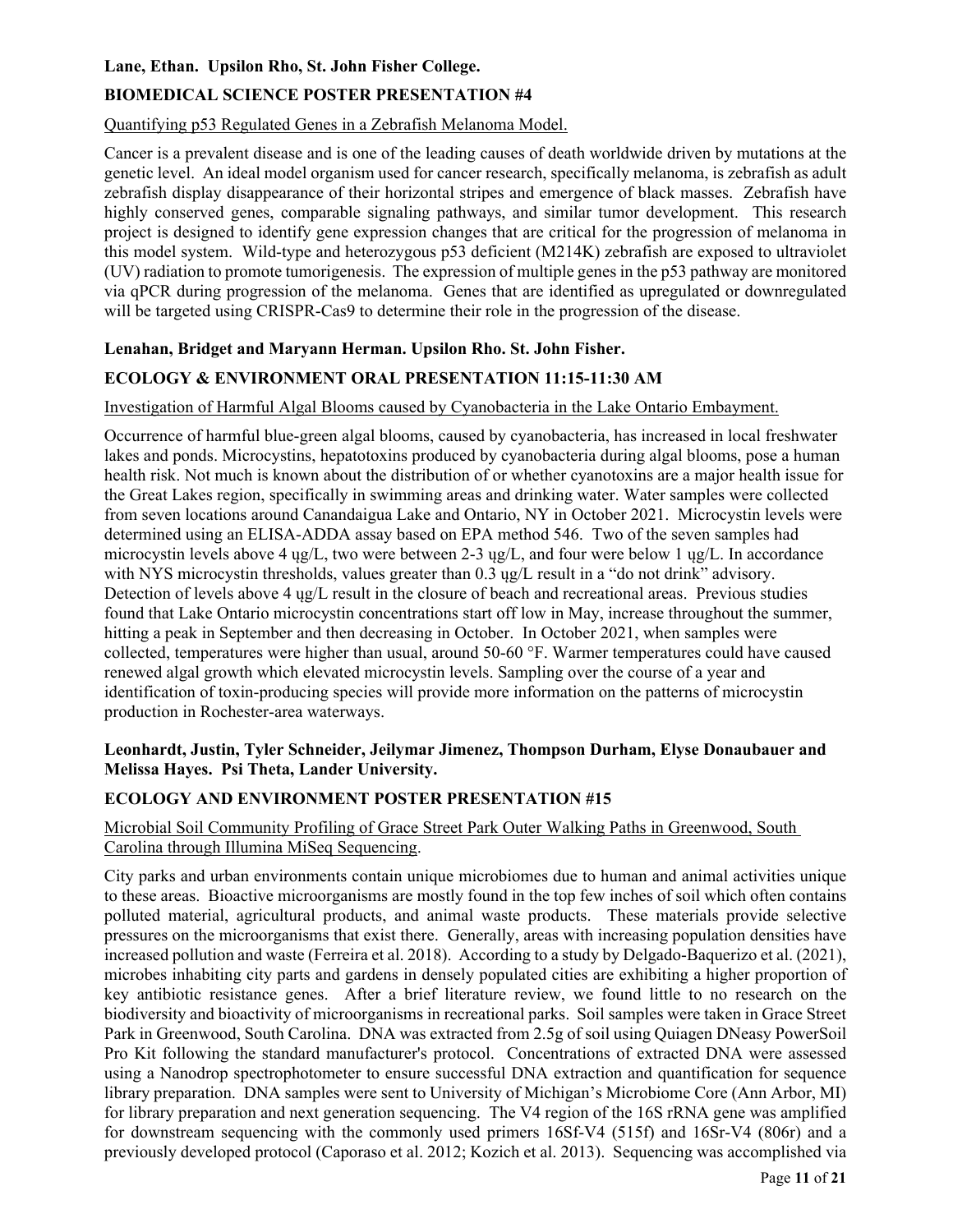**Lane, Ethan. Upsilon Rho, St. John Fisher College.**

**BIOMEDICAL SCIENCE POSTER PRESENTATION #4**

Quantifying p53 Regulated Genes in a Zebrafish Melanoma Model.

Cancer is a prevalent disease and is one of the leading causes of death worldwide driven by mutations at the genetic level. An ideal model organism used for cancer research, specifically melanoma, is zebrafish as adult zebrafish display disappearance of their horizontal stripes and emergence of black masses. Zebrafish have highly conserved genes, comparable signaling pathways, and similar tumor development. This research project is designed to identify gene expression changes that are critical for the progression of melanoma in this model system. Wild-type and heterozygous p53 deficient (M214K) zebrafish are exposed to ultraviolet (UV) radiation to promote tumorigenesis. The expression of multiple genes in the p53 pathway are monitored via qPCR during progression of the melanoma. Genes that are identified as upregulated or downregulated will be targeted using CRISPR-Cas9 to determine their role in the progression of the disease.

**Lenahan, Bridget and Maryann Herman. Upsilon Rho. St. John Fisher.**

**ECOLOGY & ENVIRONMENT ORAL PRESENTATION 11:15-11:30 AM**

Investigation of Harmful Algal Blooms caused by Cyanobacteria in the Lake Ontario Embayment.

Occurrence of harmful blue-green algal blooms, caused by cyanobacteria, has increased in local freshwater lakes and ponds. Microcystins, hepatotoxins produced by cyanobacteria during algal blooms, pose a human health risk. Not much is known about the distribution of or whether cyanotoxins are a major health issue for the Great Lakes region, specifically in swimming areas and drinking water. Water samples were collected from seven locations around Canandaigua Lake and Ontario, NY in October 2021. Microcystin levels were determined using an ELISA-ADDA assay based on EPA method 546. Two of the seven samples had microcystin levels above 4 ųg/L, two were between 2-3 ųg/L, and four were below 1 ųg/L. In accordance with NYS microcystin thresholds, values greater than 0.3 ųg/L result in a "do not drink" advisory. Detection of levels above 4 ųg/L result in the closure of beach and recreational areas. Previous studies found that Lake Ontario microcystin concentrations start off low in May, increase throughout the summer, hitting a peak in September and then decreasing in October. In October 2021, when samples were collected, temperatures were higher than usual, around 50-60 °F. Warmer temperatures could have caused renewed algal growth which elevated microcystin levels. Sampling over the course of a year and identification of toxin-producing species will provide more information on the patterns of microcystin production in Rochester-area waterways.

**Leonhardt, Justin, Tyler Schneider, Jeilymar Jimenez, Thompson Durham, Elyse Donaubauer and Melissa Hayes. Psi Theta, Lander University.**

**ECOLOGY AND ENVIRONMENT POSTER PRESENTATION #15**

Microbial Soil Community Profiling of Grace Street Park Outer Walking Paths in Greenwood, South Carolina through Illumina MiSeq Sequencing.

City parks and urban environments contain unique microbiomes due to human and animal activities unique to these areas. Bioactive microorganisms are mostly found in the top few inches of soil which often contains polluted material, agricultural products, and animal waste products. These materials provide selective pressures on the microorganisms that exist there. Generally, areas with increasing population densities have increased pollution and waste (Ferreira et al. 2018). According to a study by Delgado-Baquerizo et al. (2021), microbes inhabiting city parts and gardens in densely populated cities are exhibiting a higher proportion of key antibiotic resistance genes. After a brief literature review, we found little to no research on the biodiversity and bioactivity of microorganisms in recreational parks. Soil samples were taken in Grace Street Park in Greenwood, South Carolina. DNA was extracted from 2.5g of soil using Quiagen DNeasy PowerSoil Pro Kit following the standard manufacturer's protocol. Concentrations of extracted DNA were assessed using a Nanodrop spectrophotometer to ensure successful DNA extraction and quantification for sequence library preparation. DNA samples were sent to University of Michigan's Microbiome Core (Ann Arbor, MI) for library preparation and next generation sequencing. The V4 region of the 16S rRNA gene was amplified for downstream sequencing with the commonly used primers 16Sf-V4 (515f) and 16Sr-V4 (806r) and a previously developed protocol (Caporaso et al. 2012; Kozich et al. 2013). Sequencing was accomplished via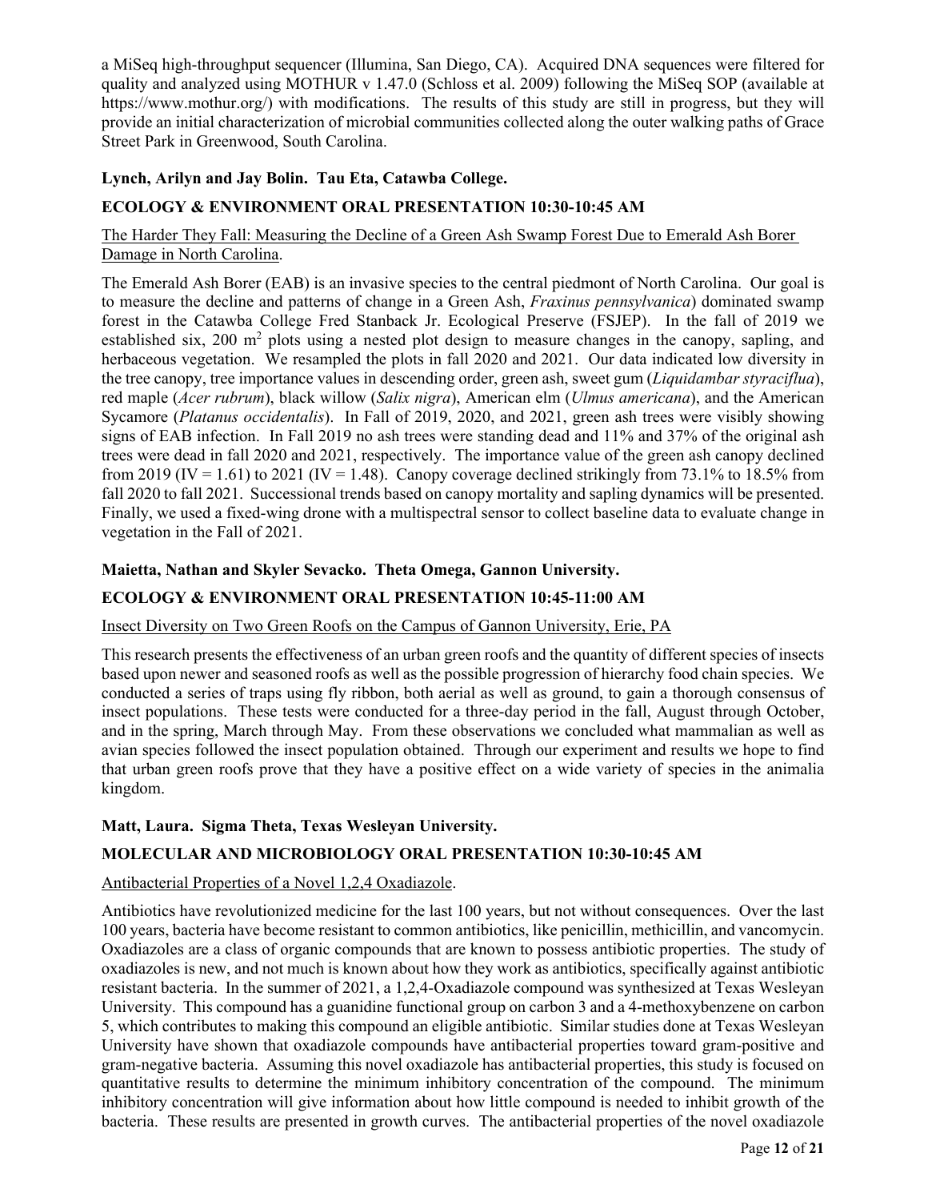a MiSeq high-throughput sequencer (Illumina, San Diego, CA). Acquired DNA sequences were filtered for quality and analyzed using MOTHUR v 1.47.0 (Schloss et al. 2009) following the MiSeq SOP (available at https://www.mothur.org/) with modifications. The results of this study are still in progress, but they will provide an initial characterization of microbial communities collected along the outer walking paths of Grace Street Park in Greenwood, South Carolina.

**Lynch, Arilyn and Jay Bolin. Tau Eta, Catawba College.**

**ECOLOGY & ENVIRONMENT ORAL PRESENTATION 10:30-10:45 AM**

The Harder They Fall: Measuring the Decline of a Green Ash Swamp Forest Due to Emerald Ash Borer Damage in North Carolina.

The Emerald Ash Borer (EAB) is an invasive species to the central piedmont of North Carolina. Our goal is to measure the decline and patterns of change in a Green Ash, *Fraxinus pennsylvanica*) dominated swamp forest in the Catawba College Fred Stanback Jr. Ecological Preserve (FSJEP). In the fall of 2019 we established six, 200 $m^2$ plots using a nested plot design to measure changes in the canopy, sapling, and herbaceous vegetation. We resampled the plots in fall 2020 and 2021. Our data indicated low diversity in the tree canopy, tree importance values in descending order, green ash, sweet gum (*Liquidambar styraciflua*), red maple (*Acer rubrum*), black willow (*Salix nigra*), American elm (*Ulmus americana*), and the American Sycamore (*Platanus occidentalis*). In Fall of 2019, 2020, and 2021, green ash trees were visibly showing signs of EAB infection. In Fall 2019 no ash trees were standing dead and 11% and 37% of the original ash trees were dead in fall 2020 and 2021, respectively. The importance value of the green ash canopy declined from 2019 (IV = 1.61) to 2021 (IV = 1.48). Canopy coverage declined strikingly from 73.1% to 18.5% from fall 2020 to fall 2021. Successional trends based on canopy mortality and sapling dynamics will be presented. Finally, we used a fixed-wing drone with a multispectral sensor to collect baseline data to evaluate change in vegetation in the Fall of 2021.

**Maietta, Nathan and Skyler Sevacko. Theta Omega, Gannon University.**

**ECOLOGY & ENVIRONMENT ORAL PRESENTATION 10:45-11:00 AM**

Insect Diversity on Two Green Roofs on the Campus of Gannon University, Erie, PA

This research presents the effectiveness of an urban green roofs and the quantity of different species of insects based upon newer and seasoned roofs as well as the possible progression of hierarchy food chain species. We conducted a series of traps using fly ribbon, both aerial as well as ground, to gain a thorough consensus of insect populations. These tests were conducted for a three-day period in the fall, August through October, and in the spring, March through May. From these observations we concluded what mammalian as well as avian species followed the insect population obtained. Through our experiment and results we hope to find that urban green roofs prove that they have a positive effect on a wide variety of species in the animalia kingdom.

**Matt, Laura. Sigma Theta, Texas Wesleyan University.**

**MOLECULAR AND MICROBIOLOGY ORAL PRESENTATION 10:30-10:45 AM**

Antibacterial Properties of a Novel 1,2,4 Oxadiazole.

Antibiotics have revolutionized medicine for the last 100 years, but not without consequences. Over the last 100 years, bacteria have become resistant to common antibiotics, like penicillin, methicillin, and vancomycin. Oxadiazoles are a class of organic compounds that are known to possess antibiotic properties. The study of oxadiazoles is new, and not much is known about how they work as antibiotics, specifically against antibiotic resistant bacteria. In the summer of 2021, a 1,2,4-Oxadiazole compound was synthesized at Texas Wesleyan University. This compound has a guanidine functional group on carbon 3 and a 4-methoxybenzene on carbon 5, which contributes to making this compound an eligible antibiotic. Similar studies done at Texas Wesleyan University have shown that oxadiazole compounds have antibacterial properties toward gram-positive and gram-negative bacteria. Assuming this novel oxadiazole has antibacterial properties, this study is focused on quantitative results to determine the minimum inhibitory concentration of the compound. The minimum inhibitory concentration will give information about how little compound is needed to inhibit growth of the bacteria. These results are presented in growth curves. The antibacterial properties of the novel oxadiazole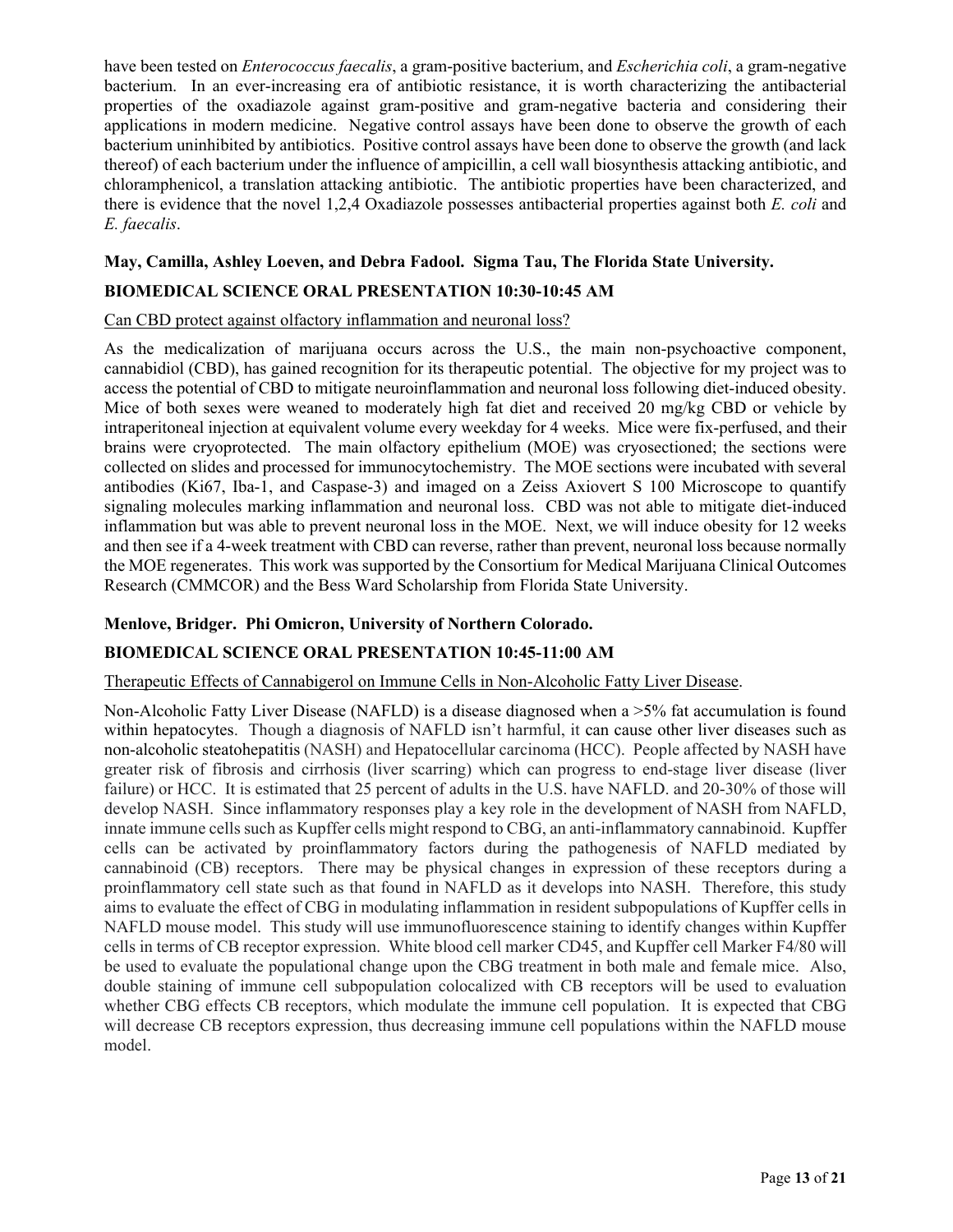have been tested on *Enterococcus faecalis*, a gram-positive bacterium, and *Escherichia coli*, a gram-negative bacterium. In an ever-increasing era of antibiotic resistance, it is worth characterizing the antibacterial properties of the oxadiazole against gram-positive and gram-negative bacteria and considering their applications in modern medicine. Negative control assays have been done to observe the growth of each bacterium uninhibited by antibiotics. Positive control assays have been done to observe the growth (and lack thereof) of each bacterium under the influence of ampicillin, a cell wall biosynthesis attacking antibiotic, and chloramphenicol, a translation attacking antibiotic. The antibiotic properties have been characterized, and there is evidence that the novel 1,2,4 Oxadiazole possesses antibacterial properties against both *E. coli* and *E. faecalis*.

**May, Camilla, Ashley Loeven, and Debra Fadool. Sigma Tau, The Florida State University.**

**BIOMEDICAL SCIENCE ORAL PRESENTATION 10:30-10:45 AM**

Can CBD protect against olfactory inflammation and neuronal loss?

As the medicalization of marijuana occurs across the U.S., the main non-psychoactive component, cannabidiol (CBD), has gained recognition for its therapeutic potential. The objective for my project was to access the potential of CBD to mitigate neuroinflammation and neuronal loss following diet-induced obesity. Mice of both sexes were weaned to moderately high fat diet and received 20 mg/kg CBD or vehicle by intraperitoneal injection at equivalent volume every weekday for 4 weeks. Mice were fix-perfused, and their brains were cryoprotected. The main olfactory epithelium (MOE) was cryosectioned; the sections were collected on slides and processed for immunocytochemistry. The MOE sections were incubated with several antibodies (Ki67, Iba-1, and Caspase-3) and imaged on a Zeiss Axiovert S 100 Microscope to quantify signaling molecules marking inflammation and neuronal loss. CBD was not able to mitigate diet-induced inflammation but was able to prevent neuronal loss in the MOE. Next, we will induce obesity for 12 weeks and then see if a 4-week treatment with CBD can reverse, rather than prevent, neuronal loss because normally the MOE regenerates. This work was supported by the Consortium for Medical Marijuana Clinical Outcomes Research (CMMCOR) and the Bess Ward Scholarship from Florida State University.

**Menlove, Bridger. Phi Omicron, University of Northern Colorado.**

**BIOMEDICAL SCIENCE ORAL PRESENTATION 10:45-11:00 AM**

Therapeutic Effects of Cannabigerol on Immune Cells in Non-Alcoholic Fatty Liver Disease.

Non-Alcoholic Fatty Liver Disease (NAFLD) is a disease diagnosed when a >5% fat accumulation is found within hepatocytes. Though a diagnosis of NAFLD isn't harmful, it can cause other liver diseases such as non-alcoholic steatohepatitis (NASH) and Hepatocellular carcinoma (HCC). People affected by NASH have greater risk of fibrosis and cirrhosis (liver scarring) which can progress to end-stage liver disease (liver failure) or HCC. It is estimated that 25 percent of adults in the U.S. have NAFLD. and 20-30% of those will develop NASH. Since inflammatory responses play a key role in the development of NASH from NAFLD, innate immune cells such as Kupffer cells might respond to CBG, an anti-inflammatory cannabinoid. Kupffer cells can be activated by proinflammatory factors during the pathogenesis of NAFLD mediated by cannabinoid (CB) receptors. There may be physical changes in expression of these receptors during a proinflammatory cell state such as that found in NAFLD as it develops into NASH. Therefore, this study aims to evaluate the effect of CBG in modulating inflammation in resident subpopulations of Kupffer cells in NAFLD mouse model. This study will use immunofluorescence staining to identify changes within Kupffer cells in terms of CB receptor expression. White blood cell marker CD45, and Kupffer cell Marker F4/80 will be used to evaluate the populational change upon the CBG treatment in both male and female mice. Also, double staining of immune cell subpopulation colocalized with CB receptors will be used to evaluation whether CBG effects CB receptors, which modulate the immune cell population. It is expected that CBG will decrease CB receptors expression, thus decreasing immune cell populations within the NAFLD mouse model.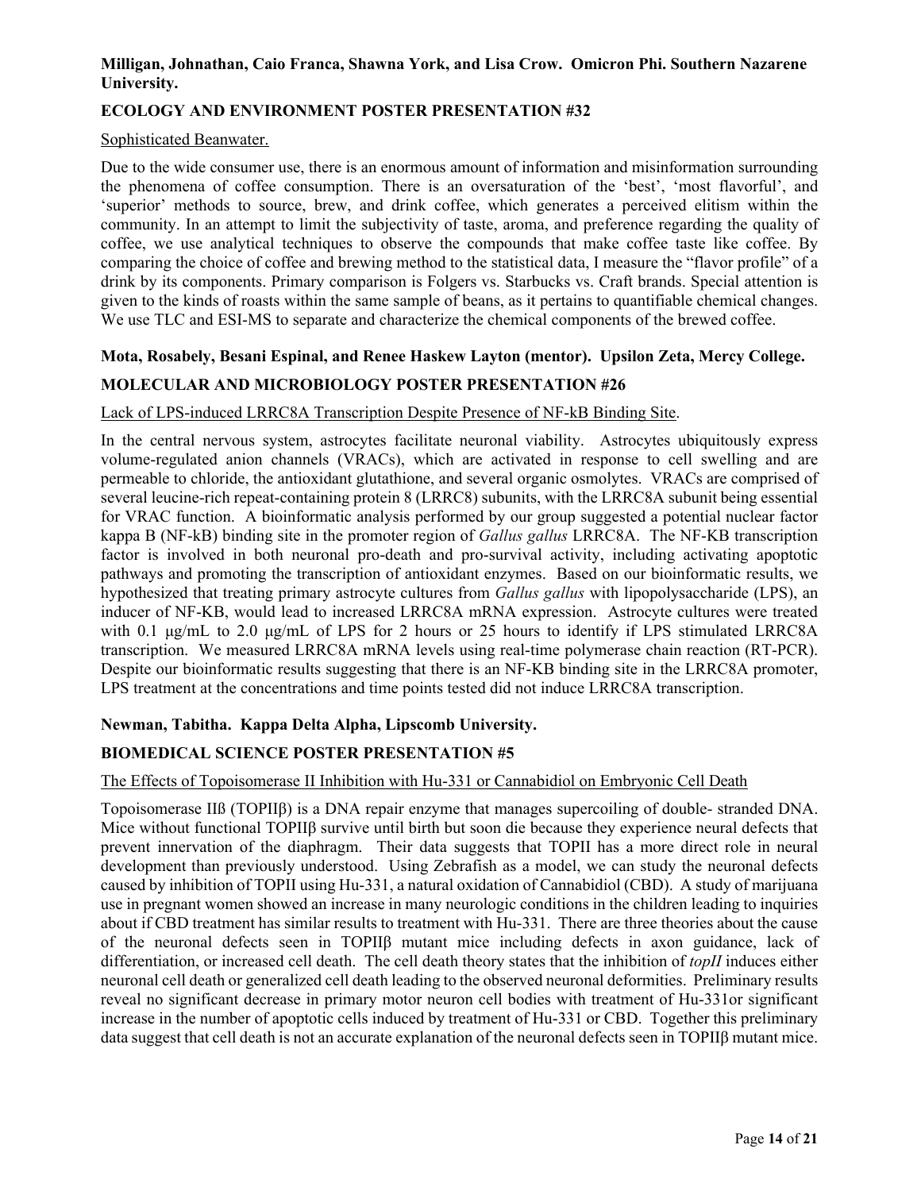**Milligan, Johnathan, Caio Franca, Shawna York, and Lisa Crow. Omicron Phi. Southern Nazarene University.**

**ECOLOGY AND ENVIRONMENT POSTER PRESENTATION #32**

Sophisticated Beanwater.

Due to the wide consumer use, there is an enormous amount of information and misinformation surrounding the phenomena of coffee consumption. There is an oversaturation of the 'best', 'most flavorful', and 'superior' methods to source, brew, and drink coffee, which generates a perceived elitism within the community. In an attempt to limit the subjectivity of taste, aroma, and preference regarding the quality of coffee, we use analytical techniques to observe the compounds that make coffee taste like coffee. By comparing the choice of coffee and brewing method to the statistical data, I measure the "flavor profile" of a drink by its components. Primary comparison is Folgers vs. Starbucks vs. Craft brands. Special attention is given to the kinds of roasts within the same sample of beans, as it pertains to quantifiable chemical changes. We use TLC and ESI-MS to separate and characterize the chemical components of the brewed coffee.

**Mota, Rosabely, Besani Espinal, and Renee Haskew Layton (mentor). Upsilon Zeta, Mercy College.**

**MOLECULAR AND MICROBIOLOGY POSTER PRESENTATION #26**

Lack of LPS-induced LRRC8A Transcription Despite Presence of NF-kB Binding Site.

In the central nervous system, astrocytes facilitate neuronal viability. Astrocytes ubiquitously express volume-regulated anion channels (VRACs), which are activated in response to cell swelling and are permeable to chloride, the antioxidant glutathione, and several organic osmolytes. VRACs are comprised of several leucine-rich repeat-containing protein 8 (LRRC8) subunits, with the LRRC8A subunit being essential for VRAC function. A bioinformatic analysis performed by our group suggested a potential nuclear factor kappa B (NF-kB) binding site in the promoter region of *Gallus gallus* LRRC8A. The NF-KB transcription factor is involved in both neuronal pro-death and pro-survival activity, including activating apoptotic pathways and promoting the transcription of antioxidant enzymes. Based on our bioinformatic results, we hypothesized that treating primary astrocyte cultures from *Gallus gallus* with lipopolysaccharide (LPS), an inducer of NF-KB, would lead to increased LRRC8A mRNA expression. Astrocyte cultures were treated with 0.1 μg/mL to 2.0 μg/mL of LPS for 2 hours or 25 hours to identify if LPS stimulated LRRC8A transcription. We measured LRRC8A mRNA levels using real-time polymerase chain reaction (RT-PCR). Despite our bioinformatic results suggesting that there is an NF-KB binding site in the LRRC8A promoter, LPS treatment at the concentrations and time points tested did not induce LRRC8A transcription.

**Newman, Tabitha. Kappa Delta Alpha, Lipscomb University.**

**BIOMEDICAL SCIENCE POSTER PRESENTATION #5**

The Effects of Topoisomerase II Inhibition with Hu-331 or Cannabidiol on Embryonic Cell Death

Topoisomerase IIß (TOPIIβ) is a DNA repair enzyme that manages supercoiling of double- stranded DNA. Mice without functional TOPIIβ survive until birth but soon die because they experience neural defects that prevent innervation of the diaphragm. Their data suggests that TOPII has a more direct role in neural development than previously understood. Using Zebrafish as a model, we can study the neuronal defects caused by inhibition of TOPII using Hu-331, a natural oxidation of Cannabidiol (CBD). A study of marijuana use in pregnant women showed an increase in many neurologic conditions in the children leading to inquiries about if CBD treatment has similar results to treatment with Hu-331. There are three theories about the cause of the neuronal defects seen in TOPIIβ mutant mice including defects in axon guidance, lack of differentiation, or increased cell death. The cell death theory states that the inhibition of *topII* induces either neuronal cell death or generalized cell death leading to the observed neuronal deformities. Preliminary results reveal no significant decrease in primary motor neuron cell bodies with treatment of Hu-331or significant increase in the number of apoptotic cells induced by treatment of Hu-331 or CBD. Together this preliminary data suggest that cell death is not an accurate explanation of the neuronal defects seen in TOPIIβ mutant mice.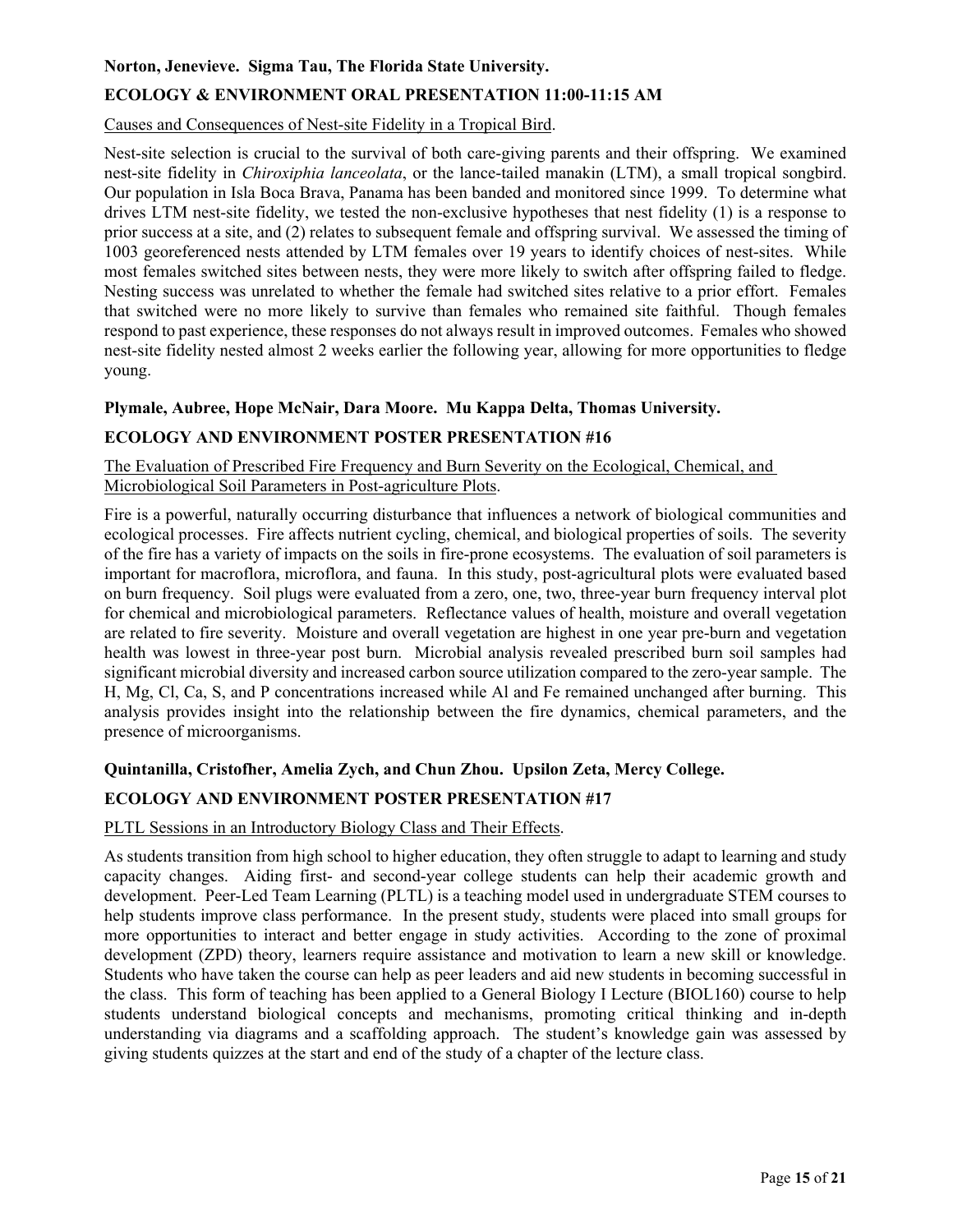**Norton, Jenevieve. Sigma Tau, The Florida State University.**

**ECOLOGY & ENVIRONMENT ORAL PRESENTATION 11:00-11:15 AM**

Causes and Consequences of Nest-site Fidelity in a Tropical Bird.

Nest-site selection is crucial to the survival of both care-giving parents and their offspring. We examined nest-site fidelity in *Chiroxiphia lanceolata*, or the lance-tailed manakin (LTM), a small tropical songbird. Our population in Isla Boca Brava, Panama has been banded and monitored since 1999. To determine what drives LTM nest-site fidelity, we tested the non-exclusive hypotheses that nest fidelity (1) is a response to prior success at a site, and (2) relates to subsequent female and offspring survival. We assessed the timing of 1003 georeferenced nests attended by LTM females over 19 years to identify choices of nest-sites. While most females switched sites between nests, they were more likely to switch after offspring failed to fledge. Nesting success was unrelated to whether the female had switched sites relative to a prior effort. Females that switched were no more likely to survive than females who remained site faithful. Though females respond to past experience, these responses do not always result in improved outcomes. Females who showed nest-site fidelity nested almost 2 weeks earlier the following year, allowing for more opportunities to fledge young.

**Plymale, Aubree, Hope McNair, Dara Moore. Mu Kappa Delta, Thomas University.**

**ECOLOGY AND ENVIRONMENT POSTER PRESENTATION #16**

The Evaluation of Prescribed Fire Frequency and Burn Severity on the Ecological, Chemical, and Microbiological Soil Parameters in Post-agriculture Plots.

Fire is a powerful, naturally occurring disturbance that influences a network of biological communities and ecological processes. Fire affects nutrient cycling, chemical, and biological properties of soils. The severity of the fire has a variety of impacts on the soils in fire-prone ecosystems. The evaluation of soil parameters is important for macroflora, microflora, and fauna. In this study, post-agricultural plots were evaluated based on burn frequency. Soil plugs were evaluated from a zero, one, two, three-year burn frequency interval plot for chemical and microbiological parameters. Reflectance values of health, moisture and overall vegetation are related to fire severity. Moisture and overall vegetation are highest in one year pre-burn and vegetation health was lowest in three-year post burn. Microbial analysis revealed prescribed burn soil samples had significant microbial diversity and increased carbon source utilization compared to the zero-year sample. The H, Mg, Cl, Ca, S, and P concentrations increased while Al and Fe remained unchanged after burning. This analysis provides insight into the relationship between the fire dynamics, chemical parameters, and the presence of microorganisms.

**Quintanilla, Cristofher, Amelia Zych, and Chun Zhou. Upsilon Zeta, Mercy College.**

**ECOLOGY AND ENVIRONMENT POSTER PRESENTATION #17**

PLTL Sessions in an Introductory Biology Class and Their Effects.

As students transition from high school to higher education, they often struggle to adapt to learning and study capacity changes. Aiding first- and second-year college students can help their academic growth and development. Peer-Led Team Learning (PLTL) is a teaching model used in undergraduate STEM courses to help students improve class performance. In the present study, students were placed into small groups for more opportunities to interact and better engage in study activities. According to the zone of proximal development (ZPD) theory, learners require assistance and motivation to learn a new skill or knowledge. Students who have taken the course can help as peer leaders and aid new students in becoming successful in the class. This form of teaching has been applied to a General Biology I Lecture (BIOL160) course to help students understand biological concepts and mechanisms, promoting critical thinking and in-depth understanding via diagrams and a scaffolding approach. The student's knowledge gain was assessed by giving students quizzes at the start and end of the study of a chapter of the lecture class.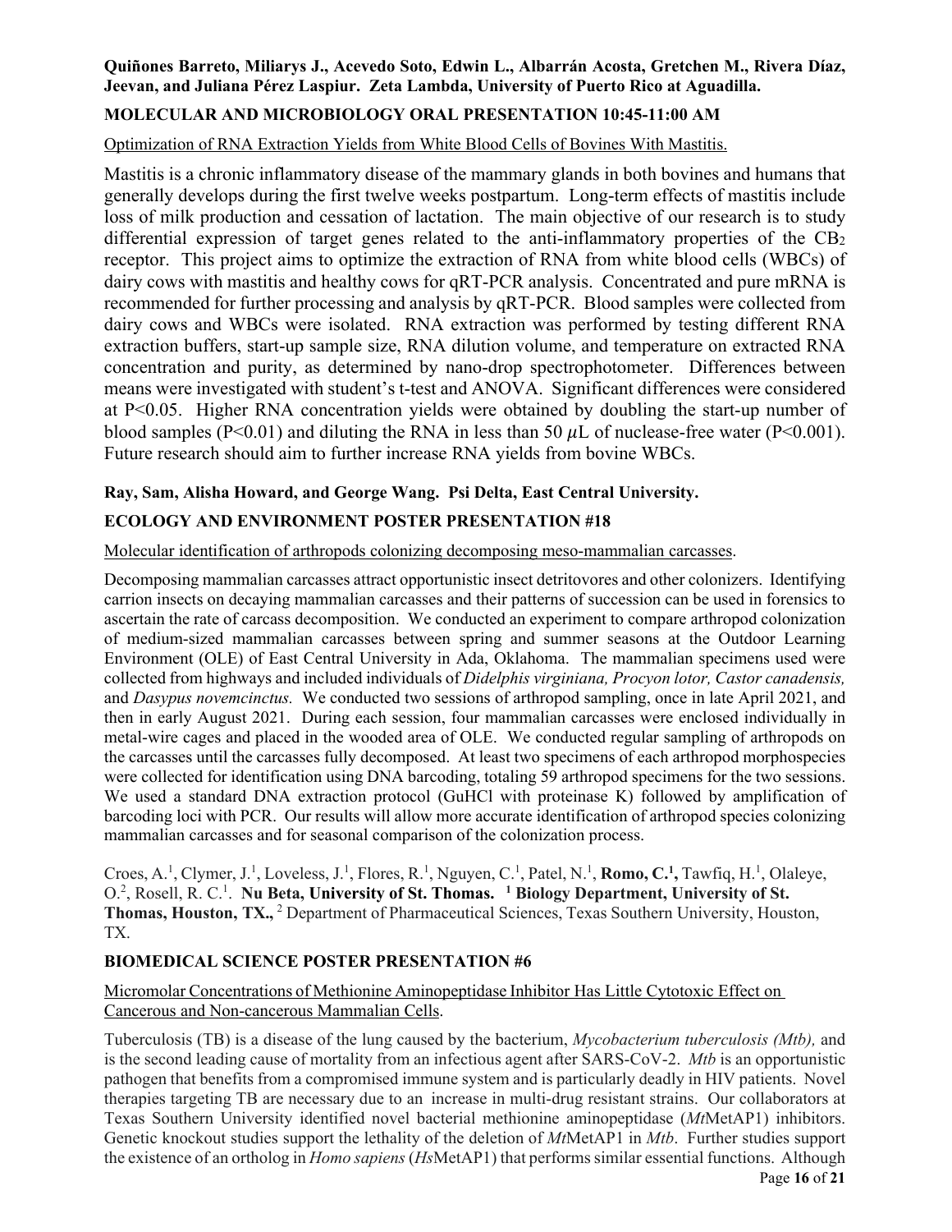**Quiñones Barreto, Miliarys J., Acevedo Soto, Edwin L., Albarrán Acosta, Gretchen M., Rivera Díaz, Jeevan, and Juliana Pérez Laspiur. Zeta Lambda, University of Puerto Rico at Aguadilla.**

**MOLECULAR AND MICROBIOLOGY ORAL PRESENTATION 10:45-11:00 AM**

Optimization of RNA Extraction Yields from White Blood Cells of Bovines With Mastitis.

Mastitis is a chronic inflammatory disease of the mammary glands in both bovines and humans that generally develops during the first twelve weeks postpartum. Long-term effects of mastitis include loss of milk production and cessation of lactation. The main objective of our research is to study differential expression of target genes related to the anti-inflammatory properties of the $CB_2$ receptor. This project aims to optimize the extraction of RNA from white blood cells (WBCs) of dairy cows with mastitis and healthy cows for qRT-PCR analysis. Concentrated and pure mRNA is recommended for further processing and analysis by qRT-PCR. Blood samples were collected from dairy cows and WBCs were isolated. RNA extraction was performed by testing different RNA extraction buffers, start-up sample size, RNA dilution volume, and temperature on extracted RNA concentration and purity, as determined by nano-drop spectrophotometer. Differences between means were investigated with student's t-test and ANOVA. Significant differences were considered at $P<0.05$. Higher RNA concentration yields were obtained by doubling the start-up number of blood samples ($P<0.01$) and diluting the RNA in less than 50 $\mu$L of nuclease-free water ($P<0.001$). Future research should aim to further increase RNA yields from bovine WBCs.

**Ray, Sam, Alisha Howard, and George Wang. Psi Delta, East Central University.**

**ECOLOGY AND ENVIRONMENT POSTER PRESENTATION #18**

Molecular identification of arthropods colonizing decomposing meso-mammalian carcasses.

Decomposing mammalian carcasses attract opportunistic insect detritovores and other colonizers. Identifying carrion insects on decaying mammalian carcasses and their patterns of succession can be used in forensics to ascertain the rate of carcass decomposition. We conducted an experiment to compare arthropod colonization of medium-sized mammalian carcasses between spring and summer seasons at the Outdoor Learning Environment (OLE) of East Central University in Ada, Oklahoma. The mammalian specimens used were collected from highways and included individuals of *Didelphis virginiana, Procyon lotor, Castor canadensis,* and *Dasypus novemcinctus.* We conducted two sessions of arthropod sampling, once in late April 2021, and then in early August 2021. During each session, four mammalian carcasses were enclosed individually in metal-wire cages and placed in the wooded area of OLE. We conducted regular sampling of arthropods on the carcasses until the carcasses fully decomposed. At least two specimens of each arthropod morphospecies were collected for identification using DNA barcoding, totaling 59 arthropod specimens for the two sessions. We used a standard DNA extraction protocol (GuHCl with proteinase K) followed by amplification of barcoding loci with PCR. Our results will allow more accurate identification of arthropod species colonizing mammalian carcasses and for seasonal comparison of the colonization process.

Croes, A.[1], Clymer, J.[1], Loveless, J.[1], Flores, R.[1], Nguyen, C.[1], Patel, N.[1], **Romo, C.[1],** Tawfiq, H.[1], Olaleye, O.[2], Rosell, R. C.[1]. **Nu Beta, University of St. Thomas. [1] Biology Department, University of St. Thomas, Houston, TX.,** [2] Department of Pharmaceutical Sciences, Texas Southern University, Houston, TX.

**BIOMEDICAL SCIENCE POSTER PRESENTATION #6**

Micromolar Concentrations of Methionine Aminopeptidase Inhibitor Has Little Cytotoxic Effect on Cancerous and Non-cancerous Mammalian Cells.

Tuberculosis (TB) is a disease of the lung caused by the bacterium, *Mycobacterium tuberculosis (Mtb),* and is the second leading cause of mortality from an infectious agent after SARS-CoV-2. *Mtb* is an opportunistic pathogen that benefits from a compromised immune system and is particularly deadly in HIV patients. Novel therapies targeting TB are necessary due to an increase in multi-drug resistant strains. Our collaborators at Texas Southern University identified novel bacterial methionine aminopeptidase (*Mt*MetAP1) inhibitors. Genetic knockout studies support the lethality of the deletion of *Mt*MetAP1 in *Mtb*. Further studies support the existence of an ortholog in *Homo sapiens* (*Hs*MetAP1) that performs similar essential functions. Although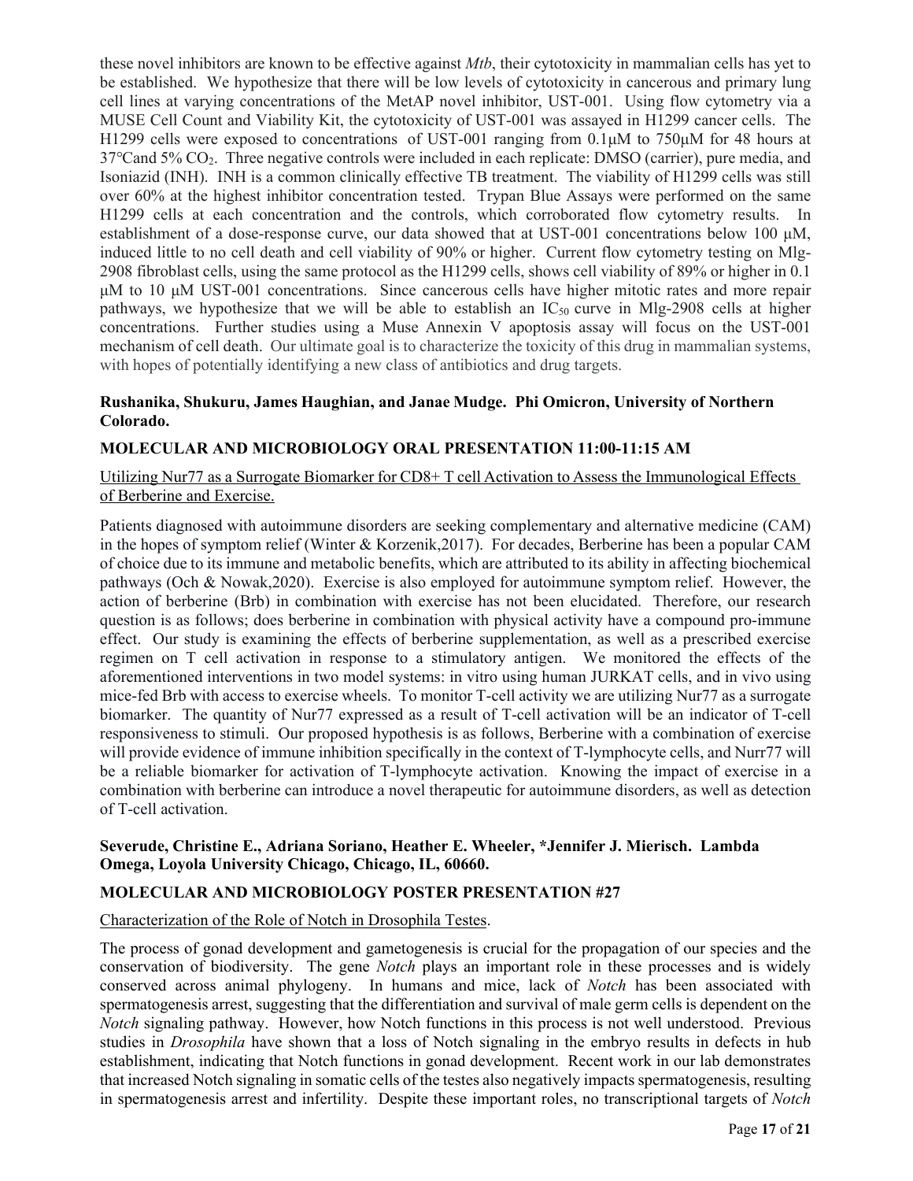these novel inhibitors are known to be effective against *Mtb*, their cytotoxicity in mammalian cells has yet to be established. We hypothesize that there will be low levels of cytotoxicity in cancerous and primary lung cell lines at varying concentrations of the MetAP novel inhibitor, UST-001. Using flow cytometry via a MUSE Cell Count and Viability Kit, the cytotoxicity of UST-001 was assayed in H1299 cancer cells. The H1299 cells were exposed to concentrations of UST-001 ranging from 0.1μM to 750μM for 48 hours at 37°Cand 5% $CO_2$. Three negative controls were included in each replicate: DMSO (carrier), pure media, and Isoniazid (INH). INH is a common clinically effective TB treatment. The viability of H1299 cells was still over 60% at the highest inhibitor concentration tested. Trypan Blue Assays were performed on the same H1299 cells at each concentration and the controls, which corroborated flow cytometry results. In establishment of a dose-response curve, our data showed that at UST-001 concentrations below 100 μM, induced little to no cell death and cell viability of 90% or higher. Current flow cytometry testing on Mlg-2908 fibroblast cells, using the same protocol as the H1299 cells, shows cell viability of 89% or higher in 0.1 μM to 10 μM UST-001 concentrations. Since cancerous cells have higher mitotic rates and more repair pathways, we hypothesize that we will be able to establish an $IC_{50}$ curve in Mlg-2908 cells at higher concentrations. Further studies using a Muse Annexin V apoptosis assay will focus on the UST-001 mechanism of cell death. Our ultimate goal is to characterize the toxicity of this drug in mammalian systems, with hopes of potentially identifying a new class of antibiotics and drug targets.

**Rushanika, Shukuru, James Haughian, and Janae Mudge. Phi Omicron, University of Northern Colorado.**

**MOLECULAR AND MICROBIOLOGY ORAL PRESENTATION 11:00-11:15 AM**

Utilizing Nur77 as a Surrogate Biomarker for CD8+ T cell Activation to Assess the Immunological Effects of Berberine and Exercise.

Patients diagnosed with autoimmune disorders are seeking complementary and alternative medicine (CAM) in the hopes of symptom relief (Winter & Korzenik,2017). For decades, Berberine has been a popular CAM of choice due to its immune and metabolic benefits, which are attributed to its ability in affecting biochemical pathways (Och & Nowak,2020). Exercise is also employed for autoimmune symptom relief. However, the action of berberine (Brb) in combination with exercise has not been elucidated. Therefore, our research question is as follows; does berberine in combination with physical activity have a compound pro-immune effect. Our study is examining the effects of berberine supplementation, as well as a prescribed exercise regimen on T cell activation in response to a stimulatory antigen. We monitored the effects of the aforementioned interventions in two model systems: in vitro using human JURKAT cells, and in vivo using mice-fed Brb with access to exercise wheels. To monitor T-cell activity we are utilizing Nur77 as a surrogate biomarker. The quantity of Nur77 expressed as a result of T-cell activation will be an indicator of T-cell responsiveness to stimuli. Our proposed hypothesis is as follows, Berberine with a combination of exercise will provide evidence of immune inhibition specifically in the context of T-lymphocyte cells, and Nurr77 will be a reliable biomarker for activation of T-lymphocyte activation. Knowing the impact of exercise in a combination with berberine can introduce a novel therapeutic for autoimmune disorders, as well as detection of T-cell activation.

**Severude, Christine E., Adriana Soriano, Heather E. Wheeler, *Jennifer J. Mierisch. Lambda Omega, Loyola University Chicago, Chicago, IL, 60660.**

**MOLECULAR AND MICROBIOLOGY POSTER PRESENTATION #27**

Characterization of the Role of Notch in Drosophila Testes.

The process of gonad development and gametogenesis is crucial for the propagation of our species and the conservation of biodiversity. The gene *Notch* plays an important role in these processes and is widely conserved across animal phylogeny. In humans and mice, lack of *Notch* has been associated with spermatogenesis arrest, suggesting that the differentiation and survival of male germ cells is dependent on the *Notch* signaling pathway. However, how Notch functions in this process is not well understood. Previous studies in *Drosophila* have shown that a loss of Notch signaling in the embryo results in defects in hub establishment, indicating that Notch functions in gonad development. Recent work in our lab demonstrates that increased Notch signaling in somatic cells of the testes also negatively impacts spermatogenesis, resulting in spermatogenesis arrest and infertility. Despite these important roles, no transcriptional targets of *Notch*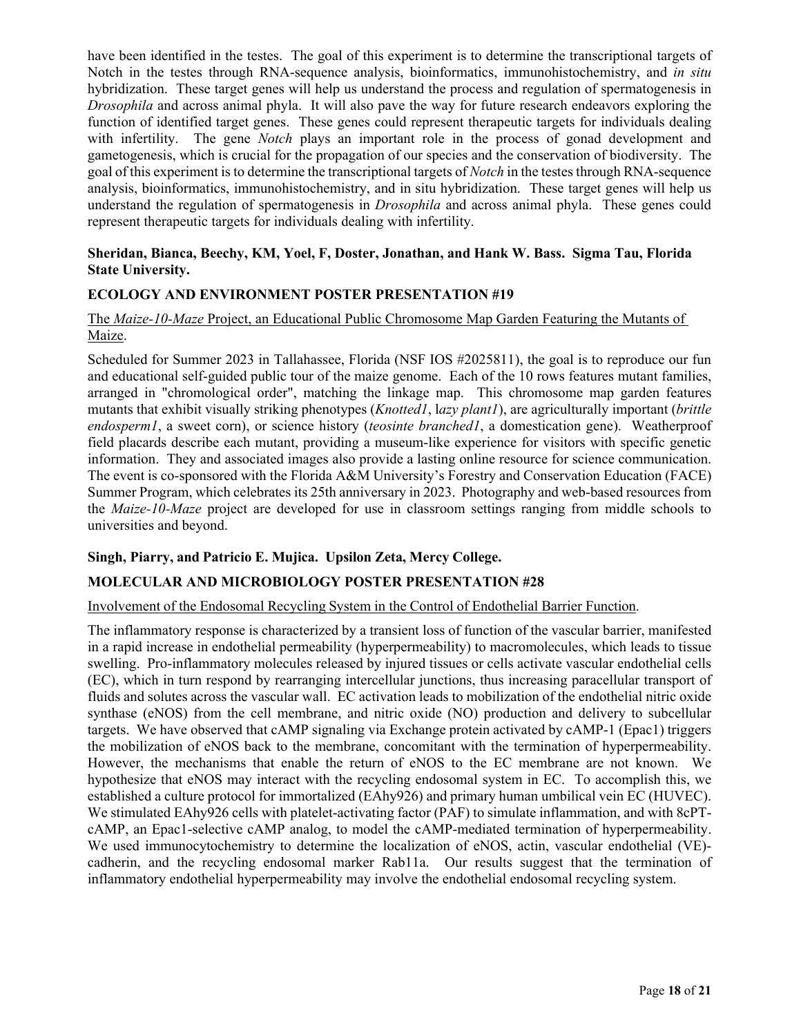have been identified in the testes. The goal of this experiment is to determine the transcriptional targets of Notch in the testes through RNA-sequence analysis, bioinformatics, immunohistochemistry, and *in situ* hybridization. These target genes will help us understand the process and regulation of spermatogenesis in *Drosophila* and across animal phyla. It will also pave the way for future research endeavors exploring the function of identified target genes. These genes could represent therapeutic targets for individuals dealing with infertility. The gene *Notch* plays an important role in the process of gonad development and gametogenesis, which is crucial for the propagation of our species and the conservation of biodiversity. The goal of this experiment is to determine the transcriptional targets of *Notch* in the testes through RNA-sequence analysis, bioinformatics, immunohistochemistry, and in situ hybridization. These target genes will help us understand the regulation of spermatogenesis in *Drosophila* and across animal phyla. These genes could represent therapeutic targets for individuals dealing with infertility.

**Sheridan, Bianca, Beechy, KM, Yoel, F, Doster, Jonathan, and Hank W. Bass. Sigma Tau, Florida State University.**

**ECOLOGY AND ENVIRONMENT POSTER PRESENTATION #19**

The *Maize-10-Maze* Project, an Educational Public Chromosome Map Garden Featuring the Mutants of Maize.

Scheduled for Summer 2023 in Tallahassee, Florida (NSF IOS #2025811), the goal is to reproduce our fun and educational self-guided public tour of the maize genome. Each of the 10 rows features mutant families, arranged in "chromological order", matching the linkage map. This chromosome map garden features mutants that exhibit visually striking phenotypes (*Knotted1*, l*azy plant1*), are agriculturally important (*brittle endosperm1*, a sweet corn), or science history (*teosinte branched1*, a domestication gene). Weatherproof field placards describe each mutant, providing a museum-like experience for visitors with specific genetic information. They and associated images also provide a lasting online resource for science communication. The event is co-sponsored with the Florida A&M University's Forestry and Conservation Education (FACE) Summer Program, which celebrates its 25th anniversary in 2023. Photography and web-based resources from the *Maize-10-Maze* project are developed for use in classroom settings ranging from middle schools to universities and beyond.

**Singh, Piarry, and Patricio E. Mujica. Upsilon Zeta, Mercy College.**

**MOLECULAR AND MICROBIOLOGY POSTER PRESENTATION #28**

Involvement of the Endosomal Recycling System in the Control of Endothelial Barrier Function.

The inflammatory response is characterized by a transient loss of function of the vascular barrier, manifested in a rapid increase in endothelial permeability (hyperpermeability) to macromolecules, which leads to tissue swelling. Pro-inflammatory molecules released by injured tissues or cells activate vascular endothelial cells (EC), which in turn respond by rearranging intercellular junctions, thus increasing paracellular transport of fluids and solutes across the vascular wall. EC activation leads to mobilization of the endothelial nitric oxide synthase (eNOS) from the cell membrane, and nitric oxide (NO) production and delivery to subcellular targets. We have observed that cAMP signaling via Exchange protein activated by cAMP-1 (Epac1) triggers the mobilization of eNOS back to the membrane, concomitant with the termination of hyperpermeability. However, the mechanisms that enable the return of eNOS to the EC membrane are not known. We hypothesize that eNOS may interact with the recycling endosomal system in EC. To accomplish this, we established a culture protocol for immortalized (EAhy926) and primary human umbilical vein EC (HUVEC). We stimulated EAhy926 cells with platelet-activating factor (PAF) to simulate inflammation, and with 8cPT-cAMP, an Epac1-selective cAMP analog, to model the cAMP-mediated termination of hyperpermeability. We used immunocytochemistry to determine the localization of eNOS, actin, vascular endothelial (VE)-cadherin, and the recycling endosomal marker Rab11a. Our results suggest that the termination of inflammatory endothelial hyperpermeability may involve the endothelial endosomal recycling system.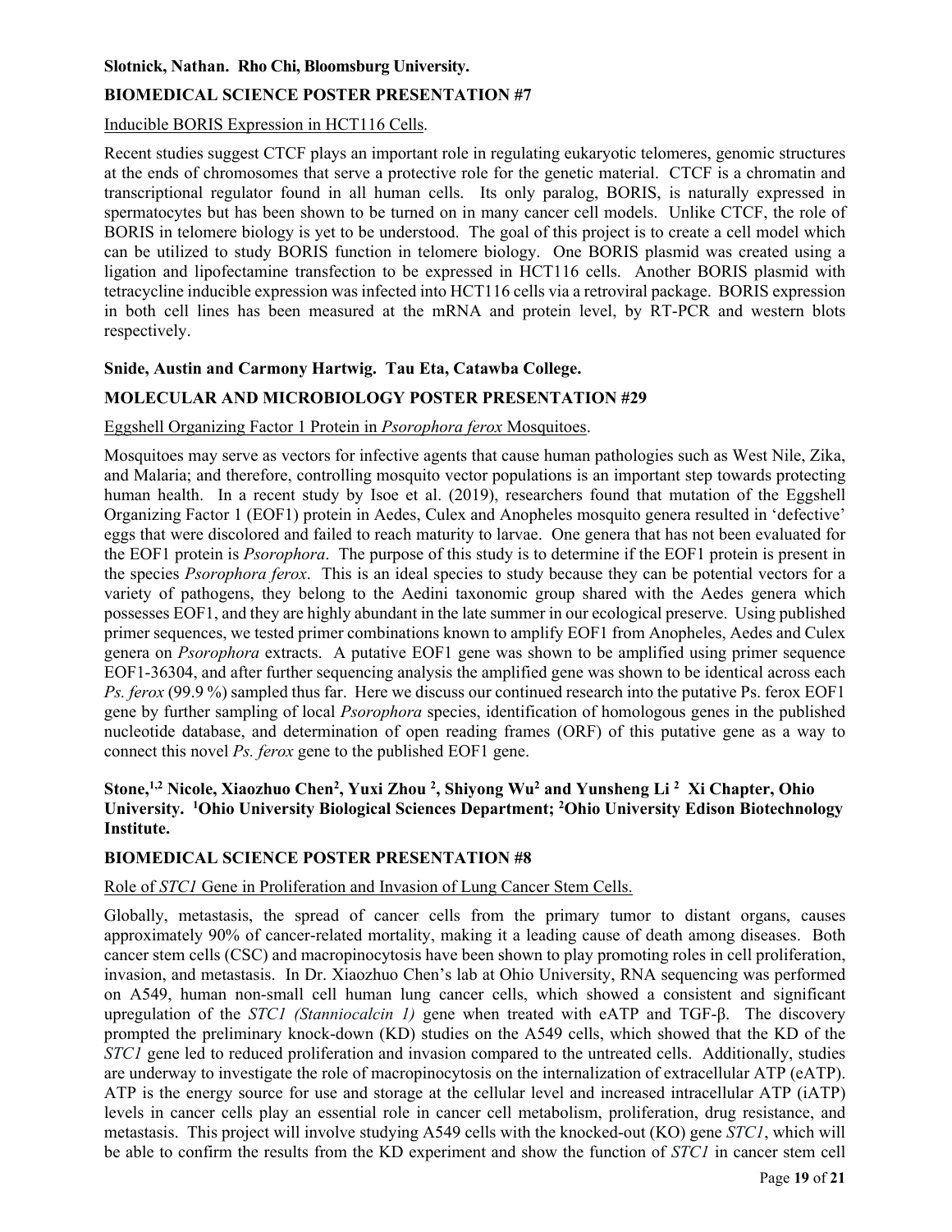**Slotnick, Nathan. Rho Chi, Bloomsburg University.**

**BIOMEDICAL SCIENCE POSTER PRESENTATION #7**

Inducible BORIS Expression in HCT116 Cells.

Recent studies suggest CTCF plays an important role in regulating eukaryotic telomeres, genomic structures at the ends of chromosomes that serve a protective role for the genetic material. CTCF is a chromatin and transcriptional regulator found in all human cells. Its only paralog, BORIS, is naturally expressed in spermatocytes but has been shown to be turned on in many cancer cell models. Unlike CTCF, the role of BORIS in telomere biology is yet to be understood. The goal of this project is to create a cell model which can be utilized to study BORIS function in telomere biology. One BORIS plasmid was created using a ligation and lipofectamine transfection to be expressed in HCT116 cells. Another BORIS plasmid with tetracycline inducible expression was infected into HCT116 cells via a retroviral package. BORIS expression in both cell lines has been measured at the mRNA and protein level, by RT-PCR and western blots respectively.

**Snide, Austin and Carmony Hartwig. Tau Eta, Catawba College.**

**MOLECULAR AND MICROBIOLOGY POSTER PRESENTATION #29**

Eggshell Organizing Factor 1 Protein in *Psorophora ferox* Mosquitoes.

Mosquitoes may serve as vectors for infective agents that cause human pathologies such as West Nile, Zika, and Malaria; and therefore, controlling mosquito vector populations is an important step towards protecting human health. In a recent study by Isoe et al. (2019), researchers found that mutation of the Eggshell Organizing Factor 1 (EOF1) protein in Aedes, Culex and Anopheles mosquito genera resulted in 'defective' eggs that were discolored and failed to reach maturity to larvae. One genera that has not been evaluated for the EOF1 protein is *Psorophora*. The purpose of this study is to determine if the EOF1 protein is present in the species *Psorophora ferox*. This is an ideal species to study because they can be potential vectors for a variety of pathogens, they belong to the Aedini taxonomic group shared with the Aedes genera which possesses EOF1, and they are highly abundant in the late summer in our ecological preserve. Using published primer sequences, we tested primer combinations known to amplify EOF1 from Anopheles, Aedes and Culex genera on *Psorophora* extracts. A putative EOF1 gene was shown to be amplified using primer sequence EOF1-36304, and after further sequencing analysis the amplified gene was shown to be identical across each *Ps. ferox* (99.9 %) sampled thus far. Here we discuss our continued research into the putative Ps. ferox EOF1 gene by further sampling of local *Psorophora* species, identification of homologous genes in the published nucleotide database, and determination of open reading frames (ORF) of this putative gene as a way to connect this novel *Ps. ferox* gene to the published EOF1 gene.

**Stone,[1,2] Nicole, Xiaozhuo Chen[2], Yuxi Zhou [2], Shiyong Wu[2] and Yunsheng Li [2] Xi Chapter, Ohio University. [1]Ohio University Biological Sciences Department; [2]Ohio University Edison Biotechnology Institute.**

**BIOMEDICAL SCIENCE POSTER PRESENTATION #8**

Role of *STC1* Gene in Proliferation and Invasion of Lung Cancer Stem Cells.

Globally, metastasis, the spread of cancer cells from the primary tumor to distant organs, causes approximately 90% of cancer-related mortality, making it a leading cause of death among diseases. Both cancer stem cells (CSC) and macropinocytosis have been shown to play promoting roles in cell proliferation, invasion, and metastasis. In Dr. Xiaozhuo Chen's lab at Ohio University, RNA sequencing was performed on A549, human non-small cell human lung cancer cells, which showed a consistent and significant upregulation of the *STC1 (Stanniocalcin 1)* gene when treated with eATP and TGF-β. The discovery prompted the preliminary knock-down (KD) studies on the A549 cells, which showed that the KD of the *STC1* gene led to reduced proliferation and invasion compared to the untreated cells. Additionally, studies are underway to investigate the role of macropinocytosis on the internalization of extracellular ATP (eATP). ATP is the energy source for use and storage at the cellular level and increased intracellular ATP (iATP) levels in cancer cells play an essential role in cancer cell metabolism, proliferation, drug resistance, and metastasis. This project will involve studying A549 cells with the knocked-out (KO) gene *STC1*, which will be able to confirm the results from the KD experiment and show the function of *STC1* in cancer stem cell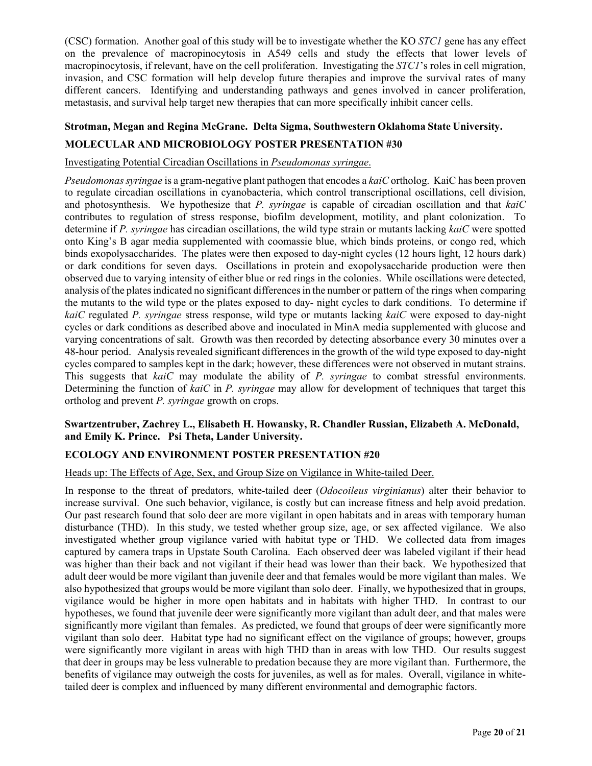(CSC) formation. Another goal of this study will be to investigate whether the KO *STC1* gene has any effect on the prevalence of macropinocytosis in A549 cells and study the effects that lower levels of macropinocytosis, if relevant, have on the cell proliferation. Investigating the *STC1*'s roles in cell migration, invasion, and CSC formation will help develop future therapies and improve the survival rates of many different cancers. Identifying and understanding pathways and genes involved in cancer proliferation, metastasis, and survival help target new therapies that can more specifically inhibit cancer cells.

**Strotman, Megan and Regina McGrane. Delta Sigma, Southwestern Oklahoma State University.**

**MOLECULAR AND MICROBIOLOGY POSTER PRESENTATION #30**

Investigating Potential Circadian Oscillations in *Pseudomonas syringae*.

*Pseudomonas syringae* is a gram-negative plant pathogen that encodes a *kaiC* ortholog. KaiC has been proven to regulate circadian oscillations in cyanobacteria, which control transcriptional oscillations, cell division, and photosynthesis. We hypothesize that *P. syringae* is capable of circadian oscillation and that *kaiC* contributes to regulation of stress response, biofilm development, motility, and plant colonization. To determine if *P. syringae* has circadian oscillations, the wild type strain or mutants lacking *kaiC* were spotted onto King's B agar media supplemented with coomassie blue, which binds proteins, or congo red, which binds exopolysaccharides. The plates were then exposed to day-night cycles (12 hours light, 12 hours dark) or dark conditions for seven days. Oscillations in protein and exopolysaccharide production were then observed due to varying intensity of either blue or red rings in the colonies. While oscillations were detected, analysis of the plates indicated no significant differences in the number or pattern of the rings when comparing the mutants to the wild type or the plates exposed to day- night cycles to dark conditions. To determine if *kaiC* regulated *P. syringae* stress response, wild type or mutants lacking *kaiC* were exposed to day-night cycles or dark conditions as described above and inoculated in MinA media supplemented with glucose and varying concentrations of salt. Growth was then recorded by detecting absorbance every 30 minutes over a 48-hour period. Analysis revealed significant differences in the growth of the wild type exposed to day-night cycles compared to samples kept in the dark; however, these differences were not observed in mutant strains. This suggests that *kaiC* may modulate the ability of *P. syringae* to combat stressful environments. Determining the function of *kaiC* in *P. syringae* may allow for development of techniques that target this ortholog and prevent *P. syringae* growth on crops.

**Swartzentruber, Zachrey L., Elisabeth H. Howansky, R. Chandler Russian, Elizabeth A. McDonald, and Emily K. Prince. Psi Theta, Lander University.**

**ECOLOGY AND ENVIRONMENT POSTER PRESENTATION #20**

Heads up: The Effects of Age, Sex, and Group Size on Vigilance in White-tailed Deer.

In response to the threat of predators, white-tailed deer (*Odocoileus virginianus*) alter their behavior to increase survival. One such behavior, vigilance, is costly but can increase fitness and help avoid predation. Our past research found that solo deer are more vigilant in open habitats and in areas with temporary human disturbance (THD). In this study, we tested whether group size, age, or sex affected vigilance. We also investigated whether group vigilance varied with habitat type or THD. We collected data from images captured by camera traps in Upstate South Carolina. Each observed deer was labeled vigilant if their head was higher than their back and not vigilant if their head was lower than their back. We hypothesized that adult deer would be more vigilant than juvenile deer and that females would be more vigilant than males. We also hypothesized that groups would be more vigilant than solo deer. Finally, we hypothesized that in groups, vigilance would be higher in more open habitats and in habitats with higher THD. In contrast to our hypotheses, we found that juvenile deer were significantly more vigilant than adult deer, and that males were significantly more vigilant than females. As predicted, we found that groups of deer were significantly more vigilant than solo deer. Habitat type had no significant effect on the vigilance of groups; however, groups were significantly more vigilant in areas with high THD than in areas with low THD. Our results suggest that deer in groups may be less vulnerable to predation because they are more vigilant than. Furthermore, the benefits of vigilance may outweigh the costs for juveniles, as well as for males. Overall, vigilance in white-tailed deer is complex and influenced by many different environmental and demographic factors.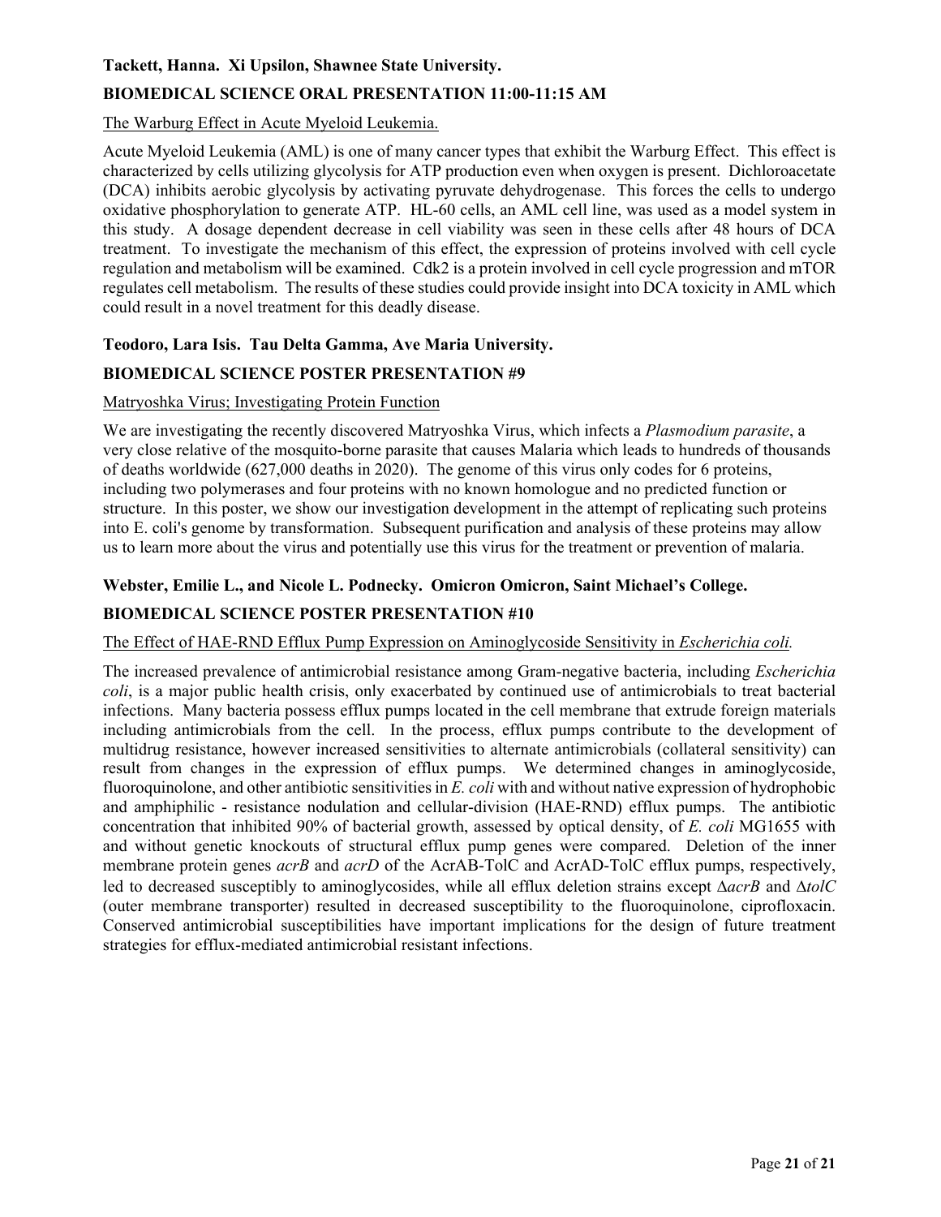**Tackett, Hanna. Xi Upsilon, Shawnee State University.**

**BIOMEDICAL SCIENCE ORAL PRESENTATION 11:00-11:15 AM**

The Warburg Effect in Acute Myeloid Leukemia.

Acute Myeloid Leukemia (AML) is one of many cancer types that exhibit the Warburg Effect. This effect is characterized by cells utilizing glycolysis for ATP production even when oxygen is present. Dichloroacetate (DCA) inhibits aerobic glycolysis by activating pyruvate dehydrogenase. This forces the cells to undergo oxidative phosphorylation to generate ATP. HL-60 cells, an AML cell line, was used as a model system in this study. A dosage dependent decrease in cell viability was seen in these cells after 48 hours of DCA treatment. To investigate the mechanism of this effect, the expression of proteins involved with cell cycle regulation and metabolism will be examined. Cdk2 is a protein involved in cell cycle progression and mTOR regulates cell metabolism. The results of these studies could provide insight into DCA toxicity in AML which could result in a novel treatment for this deadly disease.

**Teodoro, Lara Isis. Tau Delta Gamma, Ave Maria University.**

**BIOMEDICAL SCIENCE POSTER PRESENTATION #9**

Matryoshka Virus; Investigating Protein Function

We are investigating the recently discovered Matryoshka Virus, which infects a *Plasmodium parasite*, a very close relative of the mosquito-borne parasite that causes Malaria which leads to hundreds of thousands of deaths worldwide (627,000 deaths in 2020). The genome of this virus only codes for 6 proteins, including two polymerases and four proteins with no known homologue and no predicted function or structure. In this poster, we show our investigation development in the attempt of replicating such proteins into E. coli's genome by transformation. Subsequent purification and analysis of these proteins may allow us to learn more about the virus and potentially use this virus for the treatment or prevention of malaria.

**Webster, Emilie L., and Nicole L. Podnecky. Omicron Omicron, Saint Michael's College.**

**BIOMEDICAL SCIENCE POSTER PRESENTATION #10**

The Effect of HAE-RND Efflux Pump Expression on Aminoglycoside Sensitivity in *Escherichia coli.*

The increased prevalence of antimicrobial resistance among Gram-negative bacteria, including *Escherichia coli*, is a major public health crisis, only exacerbated by continued use of antimicrobials to treat bacterial infections. Many bacteria possess efflux pumps located in the cell membrane that extrude foreign materials including antimicrobials from the cell. In the process, efflux pumps contribute to the development of multidrug resistance, however increased sensitivities to alternate antimicrobials (collateral sensitivity) can result from changes in the expression of efflux pumps. We determined changes in aminoglycoside, fluoroquinolone, and other antibiotic sensitivities in *E. coli* with and without native expression of hydrophobic and amphiphilic - resistance nodulation and cellular-division (HAE-RND) efflux pumps. The antibiotic concentration that inhibited 90% of bacterial growth, assessed by optical density, of *E. coli* MG1655 with and without genetic knockouts of structural efflux pump genes were compared. Deletion of the inner membrane protein genes *acrB* and *acrD* of the AcrAB-TolC and AcrAD-TolC efflux pumps, respectively, led to decreased susceptibly to aminoglycosides, while all efflux deletion strains except Δ*acrB* and Δ*tolC* (outer membrane transporter) resulted in decreased susceptibility to the fluoroquinolone, ciprofloxacin. Conserved antimicrobial susceptibilities have important implications for the design of future treatment strategies for efflux-mediated antimicrobial resistant infections.